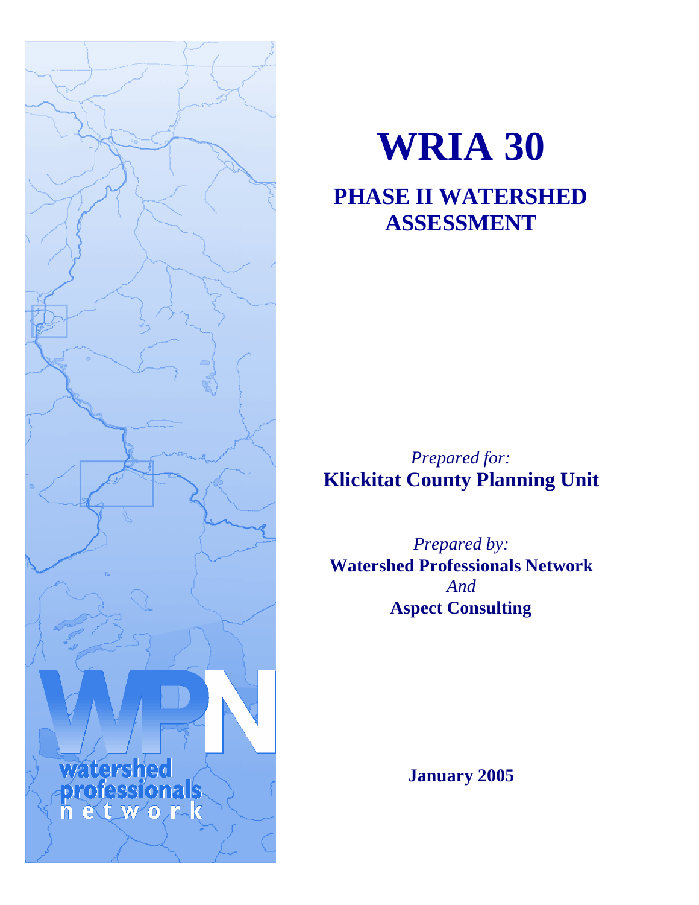# WRIA 30

## PHASE II WATERSHED ASSESSMENT

*Prepared for:*
**Klickitat County Planning Unit**

*Prepared by:*
**Watershed Professionals Network**
*And*
**Aspect Consulting**

**January 2005**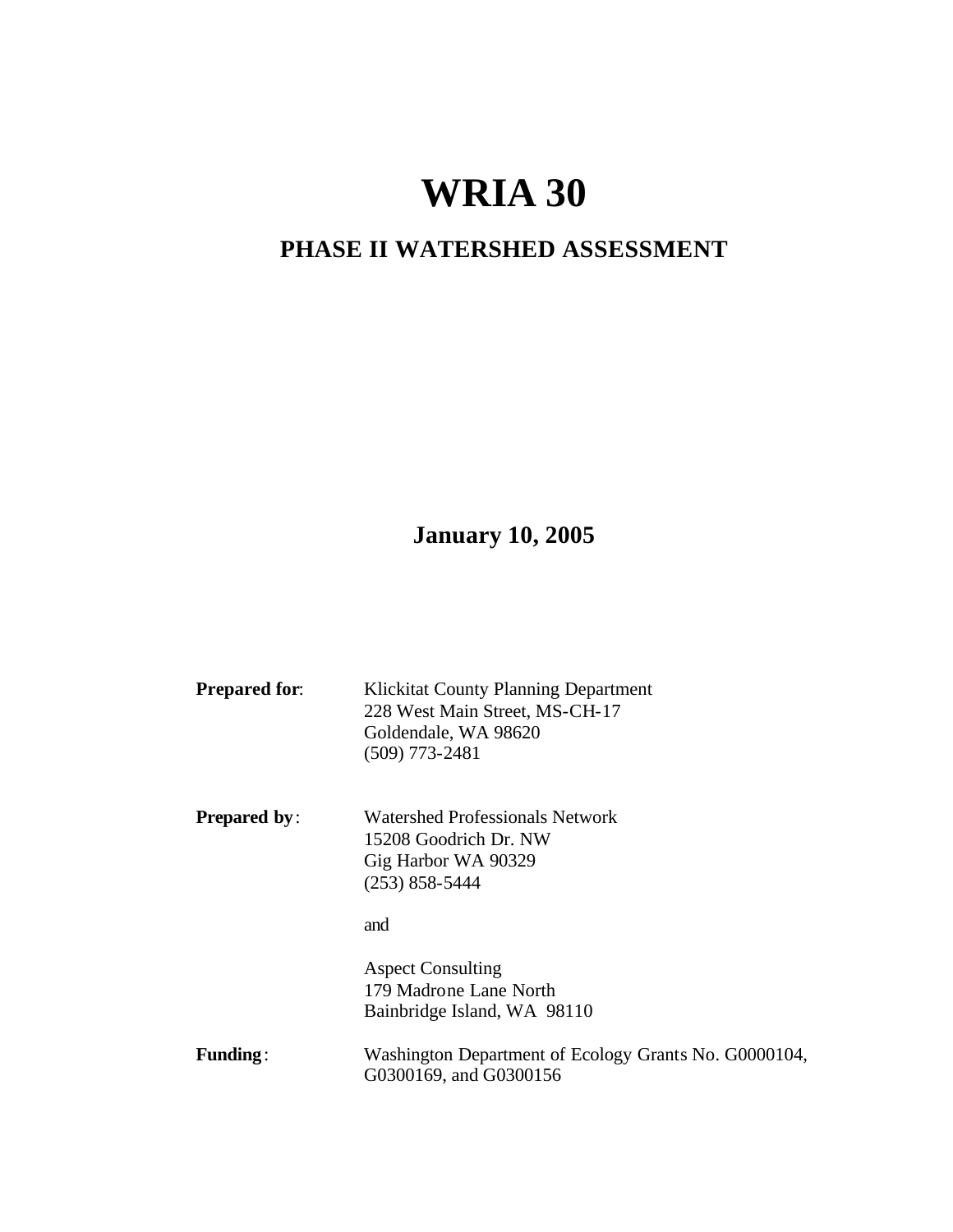# WRIA 30

## PHASE II WATERSHED ASSESSMENT

**January 10, 2005**

| | |
|---|---|
| **Prepared for**: | Klickitat County Planning Department<br>228 West Main Street, MS-CH-17<br>Goldendale, WA 98620<br>(509) 773-2481 |
| **Prepared by**: | Watershed Professionals Network<br>15208 Goodrich Dr. NW<br>Gig Harbor WA 90329<br>(253) 858-5444<br><br>and<br><br>Aspect Consulting<br>179 Madrone Lane North<br>Bainbridge Island, WA 98110 |
| **Funding**: | Washington Department of Ecology Grants No. G0000104, G0300169, and G0300156 |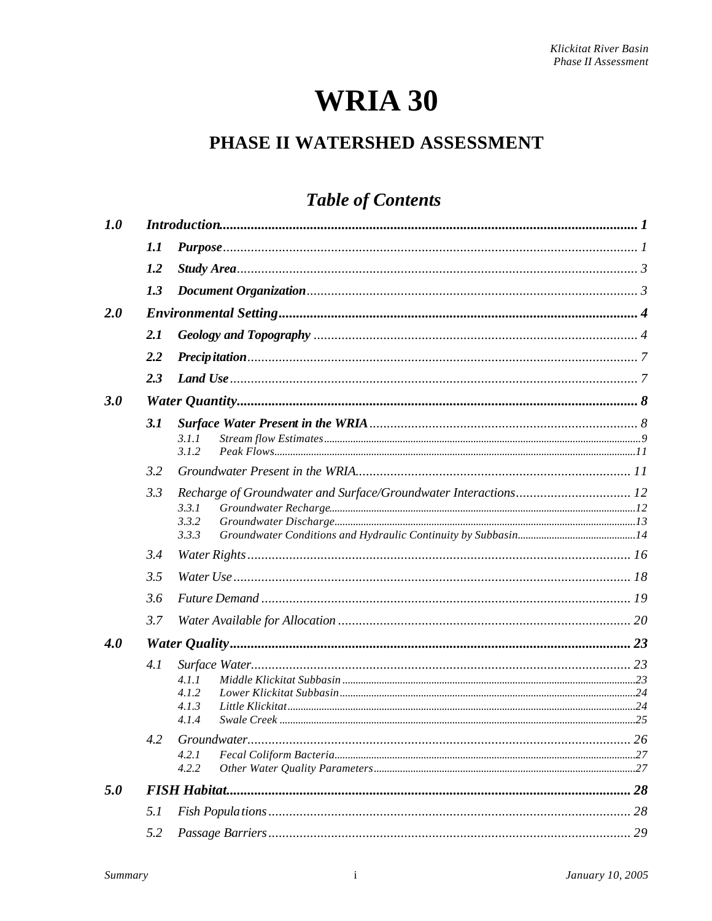# WRIA 30

## PHASE II WATERSHED ASSESSMENT

### *Table of Contents*

**1.0 Introduction** ... 1

- **1.1 Purpose** ... 1
- **1.2 Study Area** ... 3
- **1.3 Document Organization** ... 3

**2.0 Environmental Setting** ... 4

- **2.1 Geology and Topography** ... 4
- **2.2 Precipitation** ... 7
- **2.3 Land Use** ... 7

**3.0 Water Quantity** ... 8

- **3.1 Surface Water Present in the WRIA** ... 8
  - 3.1.1 Stream flow Estimates ... 9
  - 3.1.2 Peak Flows ... 11
- 3.2 Groundwater Present in the WRIA ... 11
- 3.3 Recharge of Groundwater and Surface/Groundwater Interactions ... 12
  - 3.3.1 Groundwater Recharge ... 12
  - 3.3.2 Groundwater Discharge ... 13
  - 3.3.3 Groundwater Conditions and Hydraulic Continuity by Subbasin ... 14
- 3.4 Water Rights ... 16
- 3.5 Water Use ... 18
- 3.6 Future Demand ... 19
- 3.7 Water Available for Allocation ... 20

**4.0 Water Quality** ... 23

- 4.1 Surface Water ... 23
  - 4.1.1 Middle Klickitat Subbasin ... 23
  - 4.1.2 Lower Klickitat Subbasin ... 24
  - 4.1.3 Little Klickitat ... 24
  - 4.1.4 Swale Creek ... 25
- 4.2 Groundwater ... 26
  - 4.2.1 Fecal Coliform Bacteria ... 27
  - 4.2.2 Other Water Quality Parameters ... 27

**5.0 FISH Habitat** ... 28

- 5.1 Fish Populations ... 28
- 5.2 Passage Barriers ... 29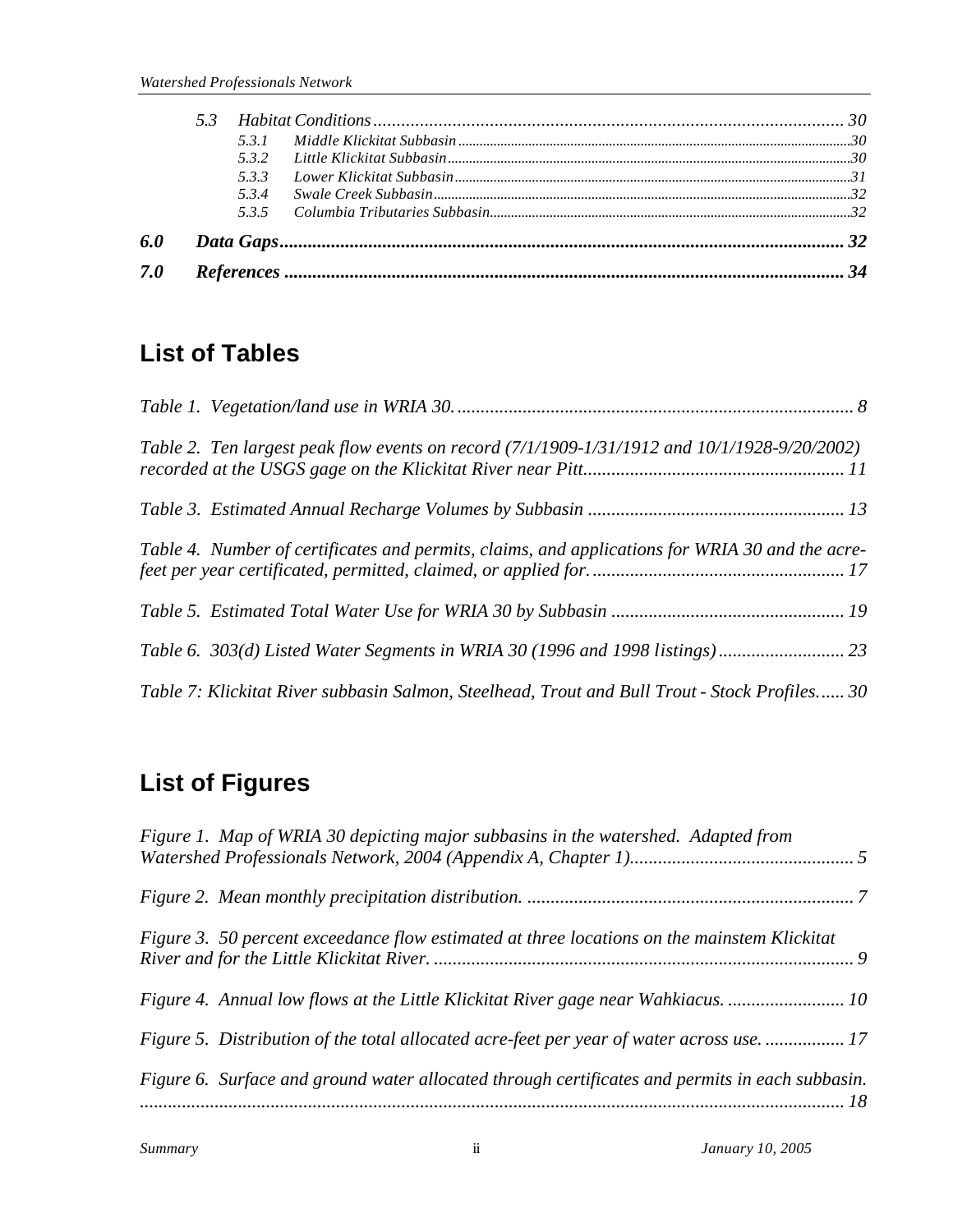- 5.3 *Habitat Conditions* ...... 30
  - 5.3.1 *Middle Klickitat Subbasin* ...... 30
  - 5.3.2 *Little Klickitat Subbasin* ...... 30
  - 5.3.3 *Lower Klickitat Subbasin* ...... 31
  - 5.3.4 *Swale Creek Subbasin* ...... 32
  - 5.3.5 *Columbia Tributaries Subbasin* ...... 32

***6.0 Data Gaps*** ...... **32**

***7.0 References*** ...... **34**

## List of Tables

*Table 1. Vegetation/land use in WRIA 30.* ...... 8

*Table 2. Ten largest peak flow events on record (7/1/1909-1/31/1912 and 10/1/1928-9/20/2002) recorded at the USGS gage on the Klickitat River near Pitt.* ...... 11

*Table 3. Estimated Annual Recharge Volumes by Subbasin* ...... 13

*Table 4. Number of certificates and permits, claims, and applications for WRIA 30 and the acre-feet per year certificated, permitted, claimed, or applied for.* ...... 17

*Table 5. Estimated Total Water Use for WRIA 30 by Subbasin* ...... 19

*Table 6. 303(d) Listed Water Segments in WRIA 30 (1996 and 1998 listings)* ...... 23

*Table 7: Klickitat River subbasin Salmon, Steelhead, Trout and Bull Trout - Stock Profiles.* ...... 30

## List of Figures

*Figure 1. Map of WRIA 30 depicting major subbasins in the watershed. Adapted from Watershed Professionals Network, 2004 (Appendix A, Chapter 1).* ...... 5

*Figure 2. Mean monthly precipitation distribution.* ...... 7

*Figure 3. 50 percent exceedance flow estimated at three locations on the mainstem Klickitat River and for the Little Klickitat River.* ...... 9

*Figure 4. Annual low flows at the Little Klickitat River gage near Wahkiacus.* ...... 10

*Figure 5. Distribution of the total allocated acre-feet per year of water across use.* ...... 17

*Figure 6. Surface and ground water allocated through certificates and permits in each subbasin.* ...... 18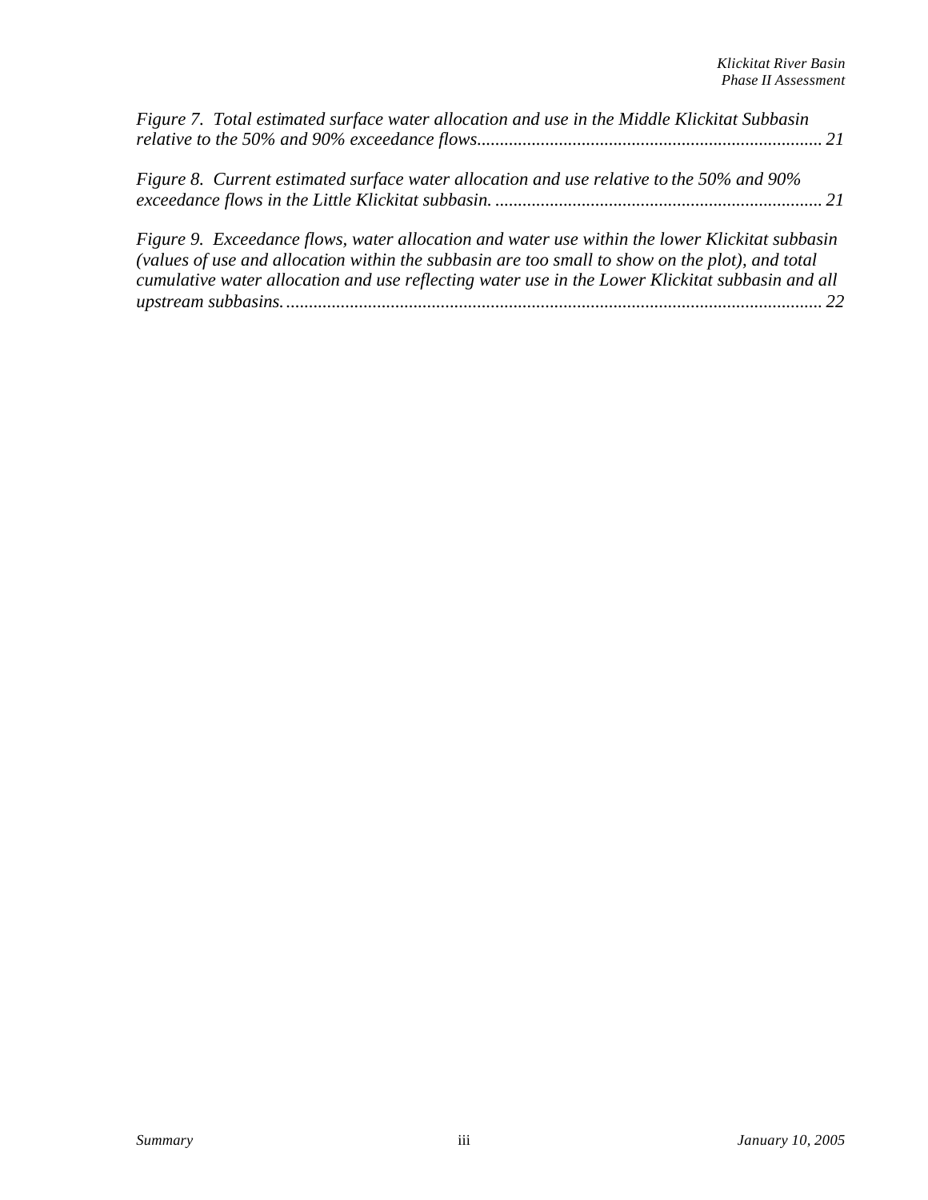*Figure 7. Total estimated surface water allocation and use in the Middle Klickitat Subbasin relative to the 50% and 90% exceedance flows........................................................................... 21*

*Figure 8. Current estimated surface water allocation and use relative to the 50% and 90% exceedance flows in the Little Klickitat subbasin. ....................................................................... 21*

*Figure 9. Exceedance flows, water allocation and water use within the lower Klickitat subbasin (values of use and allocation within the subbasin are too small to show on the plot), and total cumulative water allocation and use reflecting water use in the Lower Klickitat subbasin and all upstream subbasins. .................................................................................................................... 22*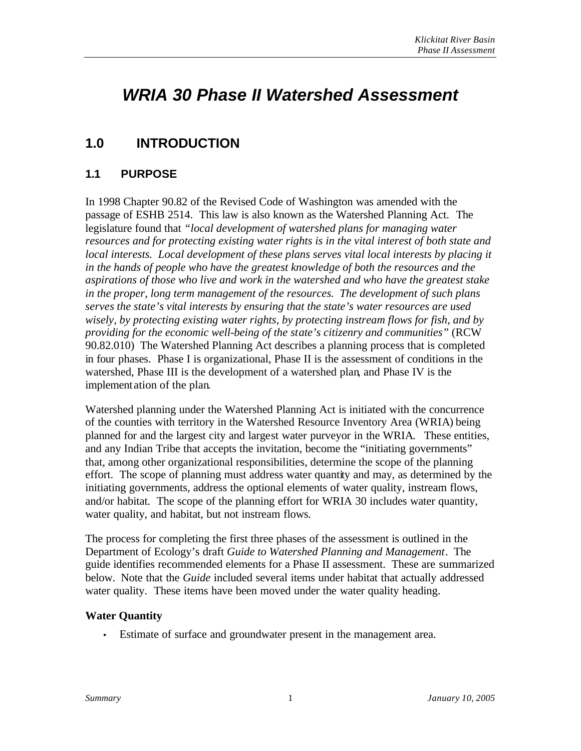# *WRIA 30 Phase II Watershed Assessment*

## 1.0 INTRODUCTION

### 1.1 PURPOSE

In 1998 Chapter 90.82 of the Revised Code of Washington was amended with the passage of ESHB 2514. This law is also known as the Watershed Planning Act. The legislature found that *"local development of watershed plans for managing water resources and for protecting existing water rights is in the vital interest of both state and local interests. Local development of these plans serves vital local interests by placing it in the hands of people who have the greatest knowledge of both the resources and the aspirations of those who live and work in the watershed and who have the greatest stake in the proper, long term management of the resources. The development of such plans serves the state's vital interests by ensuring that the state's water resources are used wisely, by protecting existing water rights, by protecting instream flows for fish, and by providing for the economic well-being of the state's citizenry and communities"* (RCW 90.82.010) The Watershed Planning Act describes a planning process that is completed in four phases. Phase I is organizational, Phase II is the assessment of conditions in the watershed, Phase III is the development of a watershed plan, and Phase IV is the implementation of the plan.

Watershed planning under the Watershed Planning Act is initiated with the concurrence of the counties with territory in the Watershed Resource Inventory Area (WRIA) being planned for and the largest city and largest water purveyor in the WRIA. These entities, and any Indian Tribe that accepts the invitation, become the "initiating governments" that, among other organizational responsibilities, determine the scope of the planning effort. The scope of planning must address water quantity and may, as determined by the initiating governments, address the optional elements of water quality, instream flows, and/or habitat. The scope of the planning effort for WRIA 30 includes water quantity, water quality, and habitat, but not instream flows.

The process for completing the first three phases of the assessment is outlined in the Department of Ecology's draft *Guide to Watershed Planning and Management*. The guide identifies recommended elements for a Phase II assessment. These are summarized below. Note that the *Guide* included several items under habitat that actually addressed water quality. These items have been moved under the water quality heading.

**Water Quantity**

- Estimate of surface and groundwater present in the management area.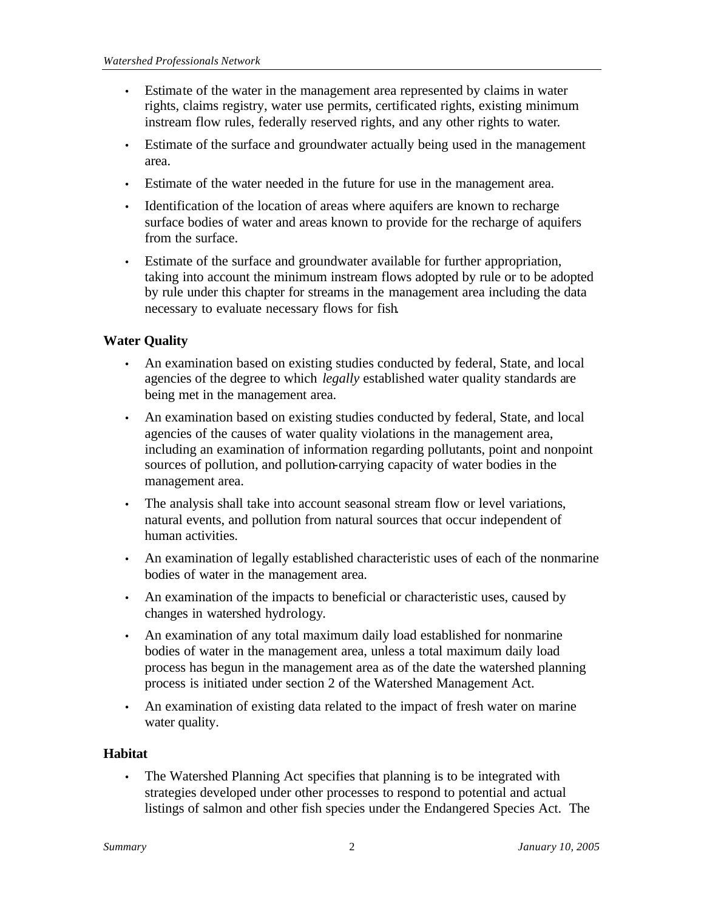- Estimate of the water in the management area represented by claims in water rights, claims registry, water use permits, certificated rights, existing minimum instream flow rules, federally reserved rights, and any other rights to water.
- Estimate of the surface and groundwater actually being used in the management area.
- Estimate of the water needed in the future for use in the management area.
- Identification of the location of areas where aquifers are known to recharge surface bodies of water and areas known to provide for the recharge of aquifers from the surface.
- Estimate of the surface and groundwater available for further appropriation, taking into account the minimum instream flows adopted by rule or to be adopted by rule under this chapter for streams in the management area including the data necessary to evaluate necessary flows for fish.

**Water Quality**

- An examination based on existing studies conducted by federal, State, and local agencies of the degree to which *legally* established water quality standards are being met in the management area.
- An examination based on existing studies conducted by federal, State, and local agencies of the causes of water quality violations in the management area, including an examination of information regarding pollutants, point and nonpoint sources of pollution, and pollution-carrying capacity of water bodies in the management area.
- The analysis shall take into account seasonal stream flow or level variations, natural events, and pollution from natural sources that occur independent of human activities.
- An examination of legally established characteristic uses of each of the nonmarine bodies of water in the management area.
- An examination of the impacts to beneficial or characteristic uses, caused by changes in watershed hydrology.
- An examination of any total maximum daily load established for nonmarine bodies of water in the management area, unless a total maximum daily load process has begun in the management area as of the date the watershed planning process is initiated under section 2 of the Watershed Management Act.
- An examination of existing data related to the impact of fresh water on marine water quality.

**Habitat**

- The Watershed Planning Act specifies that planning is to be integrated with strategies developed under other processes to respond to potential and actual listings of salmon and other fish species under the Endangered Species Act. The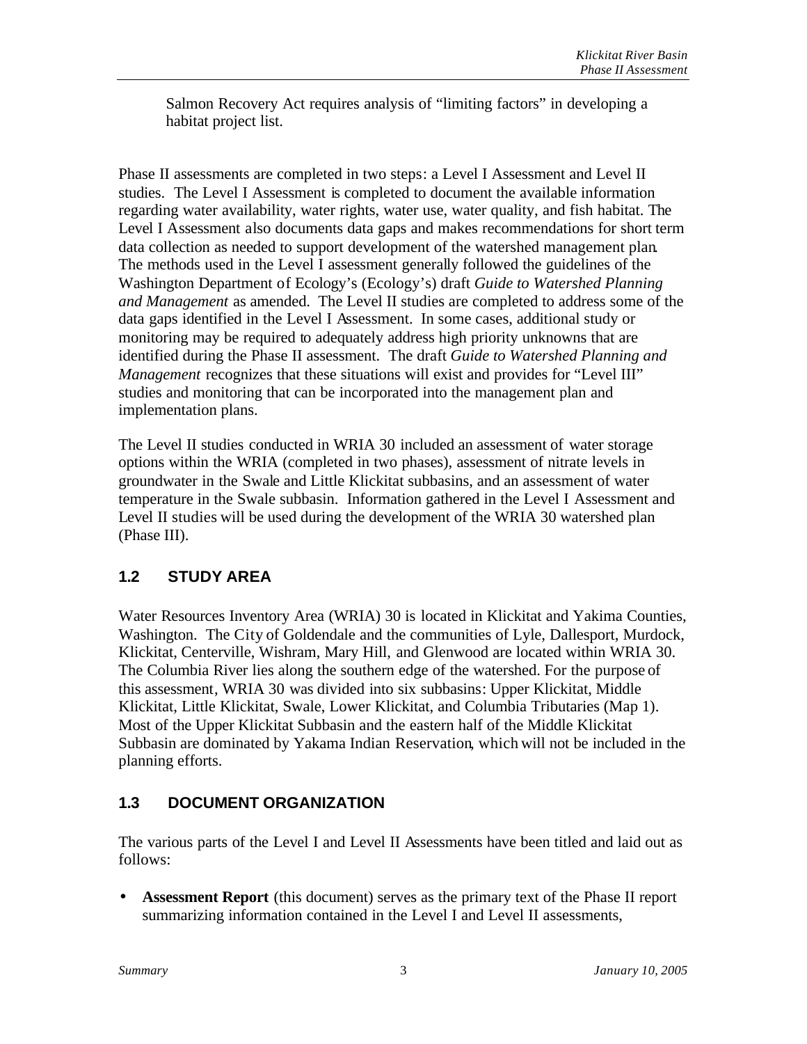Salmon Recovery Act requires analysis of "limiting factors" in developing a habitat project list.

Phase II assessments are completed in two steps: a Level I Assessment and Level II studies. The Level I Assessment is completed to document the available information regarding water availability, water rights, water use, water quality, and fish habitat. The Level I Assessment also documents data gaps and makes recommendations for short term data collection as needed to support development of the watershed management plan. The methods used in the Level I assessment generally followed the guidelines of the Washington Department of Ecology's (Ecology's) draft *Guide to Watershed Planning and Management* as amended. The Level II studies are completed to address some of the data gaps identified in the Level I Assessment. In some cases, additional study or monitoring may be required to adequately address high priority unknowns that are identified during the Phase II assessment. The draft *Guide to Watershed Planning and Management* recognizes that these situations will exist and provides for "Level III" studies and monitoring that can be incorporated into the management plan and implementation plans.

The Level II studies conducted in WRIA 30 included an assessment of water storage options within the WRIA (completed in two phases), assessment of nitrate levels in groundwater in the Swale and Little Klickitat subbasins, and an assessment of water temperature in the Swale subbasin. Information gathered in the Level I Assessment and Level II studies will be used during the development of the WRIA 30 watershed plan (Phase III).

## 1.2 STUDY AREA

Water Resources Inventory Area (WRIA) 30 is located in Klickitat and Yakima Counties, Washington. The City of Goldendale and the communities of Lyle, Dallesport, Murdock, Klickitat, Centerville, Wishram, Mary Hill, and Glenwood are located within WRIA 30. The Columbia River lies along the southern edge of the watershed. For the purpose of this assessment, WRIA 30 was divided into six subbasins: Upper Klickitat, Middle Klickitat, Little Klickitat, Swale, Lower Klickitat, and Columbia Tributaries (Map 1). Most of the Upper Klickitat Subbasin and the eastern half of the Middle Klickitat Subbasin are dominated by Yakama Indian Reservation, which will not be included in the planning efforts.

## 1.3 DOCUMENT ORGANIZATION

The various parts of the Level I and Level II Assessments have been titled and laid out as follows:

- **Assessment Report** (this document) serves as the primary text of the Phase II report summarizing information contained in the Level I and Level II assessments,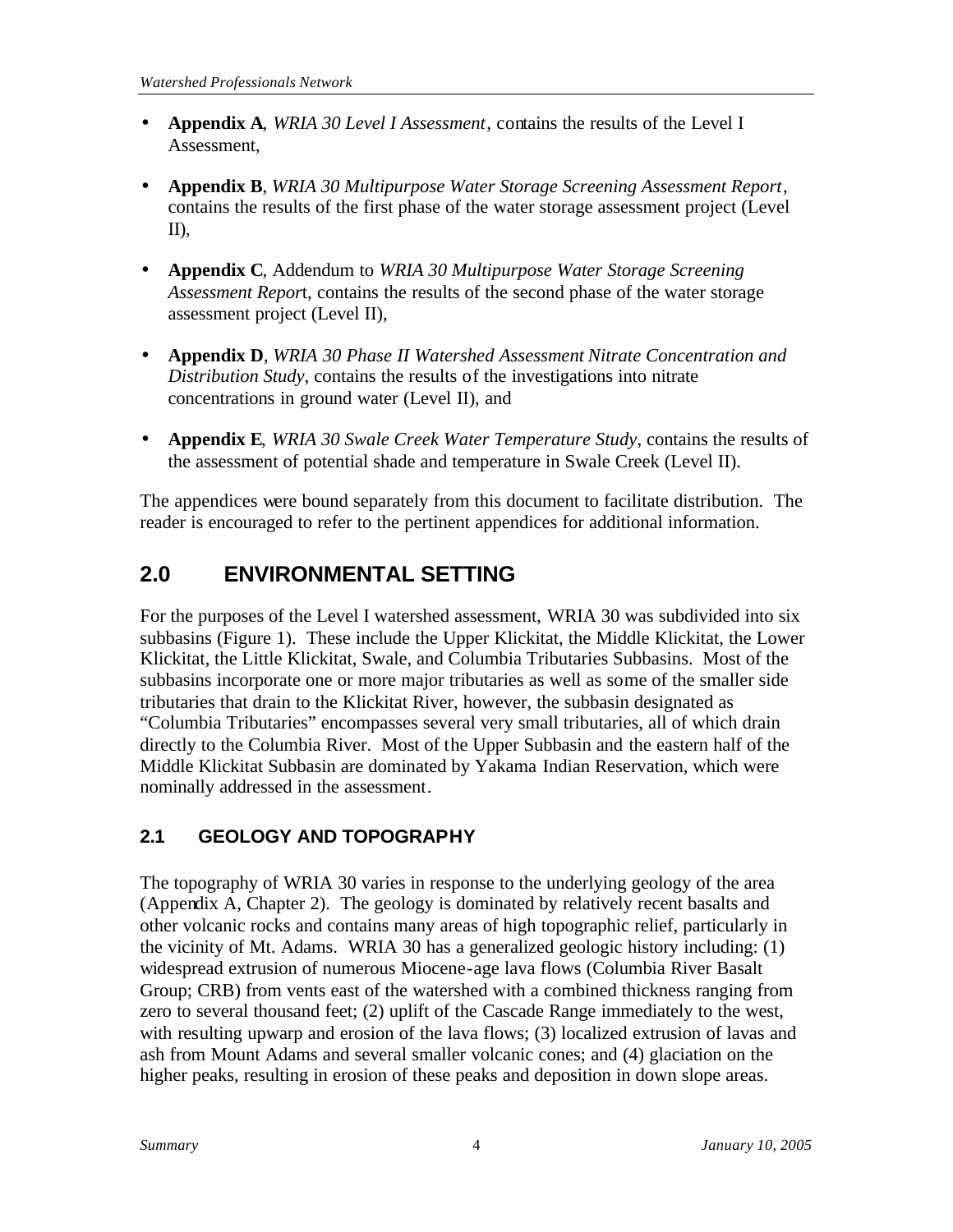- **Appendix A**, *WRIA 30 Level I Assessment*, contains the results of the Level I Assessment,

- **Appendix B**, *WRIA 30 Multipurpose Water Storage Screening Assessment Report*, contains the results of the first phase of the water storage assessment project (Level II),

- **Appendix C**, Addendum to *WRIA 30 Multipurpose Water Storage Screening Assessment Report*, contains the results of the second phase of the water storage assessment project (Level II),

- **Appendix D**, *WRIA 30 Phase II Watershed Assessment Nitrate Concentration and Distribution Study*, contains the results of the investigations into nitrate concentrations in ground water (Level II), and

- **Appendix E**, *WRIA 30 Swale Creek Water Temperature Study*, contains the results of the assessment of potential shade and temperature in Swale Creek (Level II).

The appendices were bound separately from this document to facilitate distribution. The reader is encouraged to refer to the pertinent appendices for additional information.

# 2.0 ENVIRONMENTAL SETTING

For the purposes of the Level I watershed assessment, WRIA 30 was subdivided into six subbasins (Figure 1). These include the Upper Klickitat, the Middle Klickitat, the Lower Klickitat, the Little Klickitat, Swale, and Columbia Tributaries Subbasins. Most of the subbasins incorporate one or more major tributaries as well as some of the smaller side tributaries that drain to the Klickitat River, however, the subbasin designated as "Columbia Tributaries" encompasses several very small tributaries, all of which drain directly to the Columbia River. Most of the Upper Subbasin and the eastern half of the Middle Klickitat Subbasin are dominated by Yakama Indian Reservation, which were nominally addressed in the assessment.

## 2.1 GEOLOGY AND TOPOGRAPHY

The topography of WRIA 30 varies in response to the underlying geology of the area (Appendix A, Chapter 2). The geology is dominated by relatively recent basalts and other volcanic rocks and contains many areas of high topographic relief, particularly in the vicinity of Mt. Adams. WRIA 30 has a generalized geologic history including: (1) widespread extrusion of numerous Miocene-age lava flows (Columbia River Basalt Group; CRB) from vents east of the watershed with a combined thickness ranging from zero to several thousand feet; (2) uplift of the Cascade Range immediately to the west, with resulting upwarp and erosion of the lava flows; (3) localized extrusion of lavas and ash from Mount Adams and several smaller volcanic cones; and (4) glaciation on the higher peaks, resulting in erosion of these peaks and deposition in down slope areas.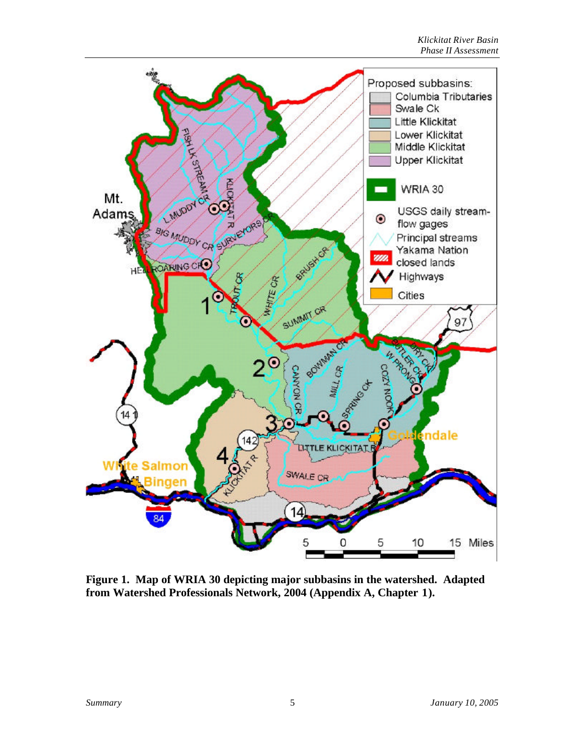**Figure 1. Map of WRIA 30 depicting major subbasins in the watershed. Adapted from Watershed Professionals Network, 2004 (Appendix A, Chapter 1).**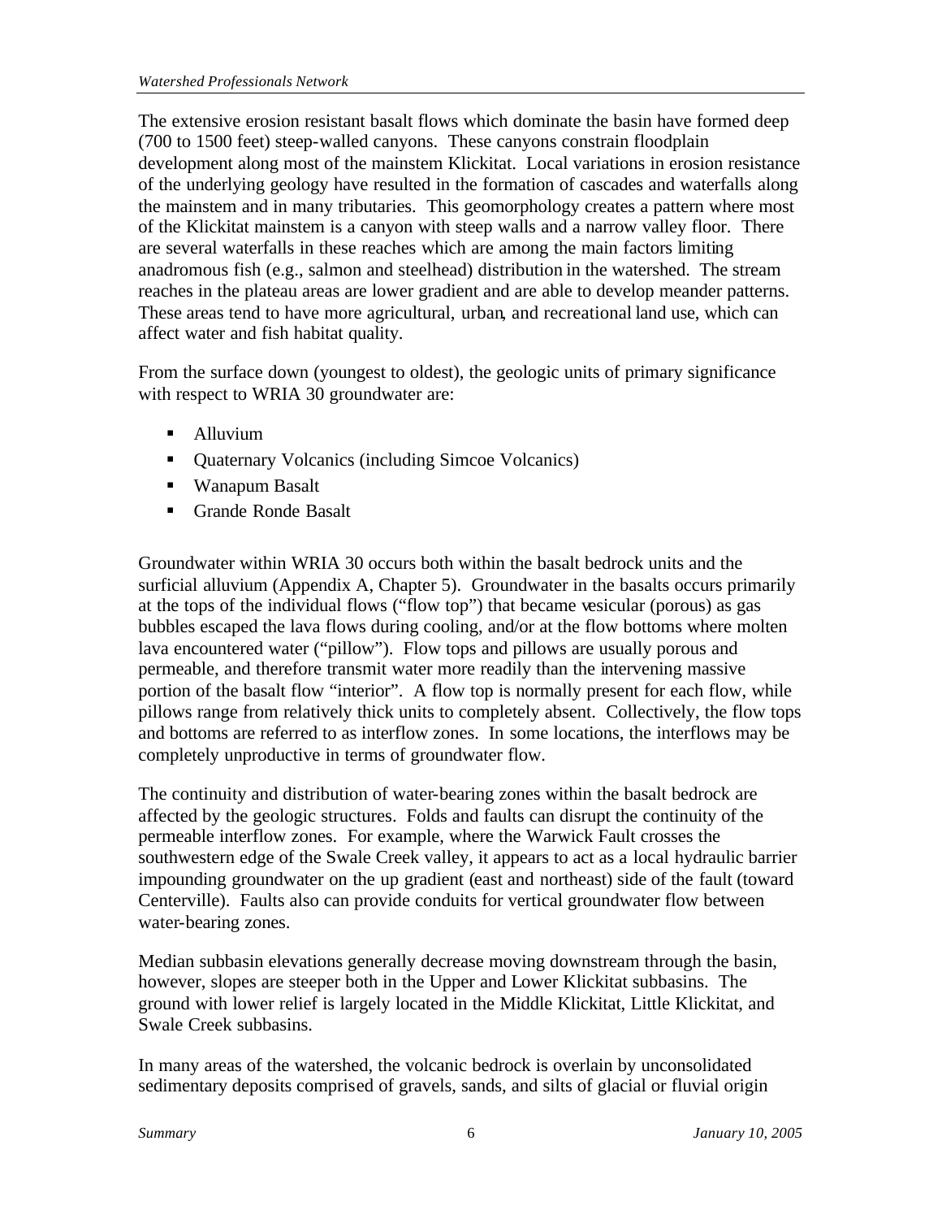The extensive erosion resistant basalt flows which dominate the basin have formed deep (700 to 1500 feet) steep-walled canyons. These canyons constrain floodplain development along most of the mainstem Klickitat. Local variations in erosion resistance of the underlying geology have resulted in the formation of cascades and waterfalls along the mainstem and in many tributaries. This geomorphology creates a pattern where most of the Klickitat mainstem is a canyon with steep walls and a narrow valley floor. There are several waterfalls in these reaches which are among the main factors limiting anadromous fish (e.g., salmon and steelhead) distribution in the watershed. The stream reaches in the plateau areas are lower gradient and are able to develop meander patterns. These areas tend to have more agricultural, urban, and recreational land use, which can affect water and fish habitat quality.

From the surface down (youngest to oldest), the geologic units of primary significance with respect to WRIA 30 groundwater are:

- Alluvium
- Quaternary Volcanics (including Simcoe Volcanics)
- Wanapum Basalt
- Grande Ronde Basalt

Groundwater within WRIA 30 occurs both within the basalt bedrock units and the surficial alluvium (Appendix A, Chapter 5). Groundwater in the basalts occurs primarily at the tops of the individual flows ("flow top") that became vesicular (porous) as gas bubbles escaped the lava flows during cooling, and/or at the flow bottoms where molten lava encountered water ("pillow"). Flow tops and pillows are usually porous and permeable, and therefore transmit water more readily than the intervening massive portion of the basalt flow "interior". A flow top is normally present for each flow, while pillows range from relatively thick units to completely absent. Collectively, the flow tops and bottoms are referred to as interflow zones. In some locations, the interflows may be completely unproductive in terms of groundwater flow.

The continuity and distribution of water-bearing zones within the basalt bedrock are affected by the geologic structures. Folds and faults can disrupt the continuity of the permeable interflow zones. For example, where the Warwick Fault crosses the southwestern edge of the Swale Creek valley, it appears to act as a local hydraulic barrier impounding groundwater on the up gradient (east and northeast) side of the fault (toward Centerville). Faults also can provide conduits for vertical groundwater flow between water-bearing zones.

Median subbasin elevations generally decrease moving downstream through the basin, however, slopes are steeper both in the Upper and Lower Klickitat subbasins. The ground with lower relief is largely located in the Middle Klickitat, Little Klickitat, and Swale Creek subbasins.

In many areas of the watershed, the volcanic bedrock is overlain by unconsolidated sedimentary deposits comprised of gravels, sands, and silts of glacial or fluvial origin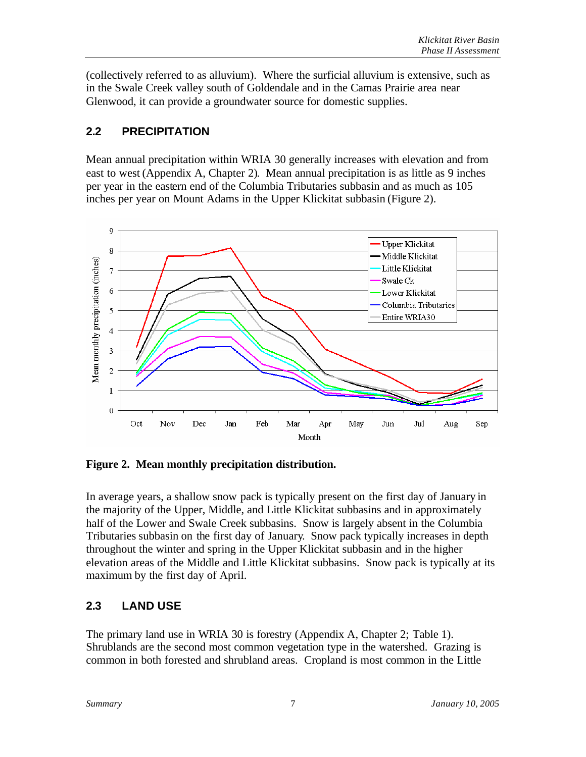(collectively referred to as alluvium). Where the surficial alluvium is extensive, such as in the Swale Creek valley south of Goldendale and in the Camas Prairie area near Glenwood, it can provide a groundwater source for domestic supplies.

## 2.2 PRECIPITATION

Mean annual precipitation within WRIA 30 generally increases with elevation and from east to west (Appendix A, Chapter 2). Mean annual precipitation is as little as 9 inches per year in the eastern end of the Columbia Tributaries subbasin and as much as 105 inches per year on Mount Adams in the Upper Klickitat subbasin (Figure 2).

**Figure 2. Mean monthly precipitation distribution.**

In average years, a shallow snow pack is typically present on the first day of January in the majority of the Upper, Middle, and Little Klickitat subbasins and in approximately half of the Lower and Swale Creek subbasins. Snow is largely absent in the Columbia Tributaries subbasin on the first day of January. Snow pack typically increases in depth throughout the winter and spring in the Upper Klickitat subbasin and in the higher elevation areas of the Middle and Little Klickitat subbasins. Snow pack is typically at its maximum by the first day of April.

## 2.3 LAND USE

The primary land use in WRIA 30 is forestry (Appendix A, Chapter 2; Table 1). Shrublands are the second most common vegetation type in the watershed. Grazing is common in both forested and shrubland areas. Cropland is most common in the Little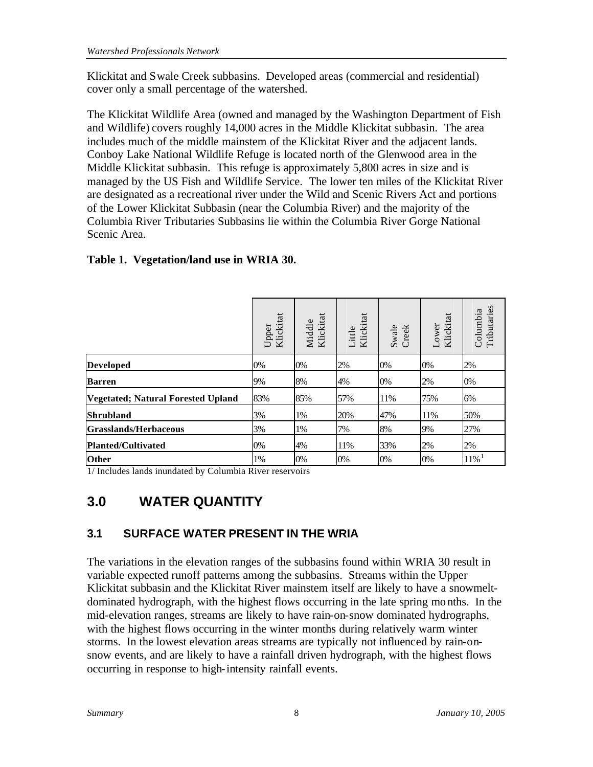Klickitat and Swale Creek subbasins. Developed areas (commercial and residential) cover only a small percentage of the watershed.

The Klickitat Wildlife Area (owned and managed by the Washington Department of Fish and Wildlife) covers roughly 14,000 acres in the Middle Klickitat subbasin. The area includes much of the middle mainstem of the Klickitat River and the adjacent lands. Conboy Lake National Wildlife Refuge is located north of the Glenwood area in the Middle Klickitat subbasin. This refuge is approximately 5,800 acres in size and is managed by the US Fish and Wildlife Service. The lower ten miles of the Klickitat River are designated as a recreational river under the Wild and Scenic Rivers Act and portions of the Lower Klickitat Subbasin (near the Columbia River) and the majority of the Columbia River Tributaries Subbasins lie within the Columbia River Gorge National Scenic Area.

**Table 1. Vegetation/land use in WRIA 30.**

| | Upper Klickitat | Middle Klickitat | Little Klickitat | Swale Creek | Lower Klickitat | Columbia Tributaries |
|---|---|---|---|---|---|---|
| **Developed** | 0% | 0% | 2% | 0% | 0% | 2% |
| **Barren** | 9% | 8% | 4% | 0% | 2% | 0% |
| **Vegetated; Natural Forested Upland** | 83% | 85% | 57% | 11% | 75% | 6% |
| **Shrubland** | 3% | 1% | 20% | 47% | 11% | 50% |
| **Grasslands/Herbaceous** | 3% | 1% | 7% | 8% | 9% | 27% |
| **Planted/Cultivated** | 0% | 4% | 11% | 33% | 2% | 2% |
| **Other** | 1% | 0% | 0% | 0% | 0% | 11%[1] |

1/ Includes lands inundated by Columbia River reservoirs

# 3.0 WATER QUANTITY

## 3.1 SURFACE WATER PRESENT IN THE WRIA

The variations in the elevation ranges of the subbasins found within WRIA 30 result in variable expected runoff patterns among the subbasins. Streams within the Upper Klickitat subbasin and the Klickitat River mainstem itself are likely to have a snowmelt-dominated hydrograph, with the highest flows occurring in the late spring months. In the mid-elevation ranges, streams are likely to have rain-on-snow dominated hydrographs, with the highest flows occurring in the winter months during relatively warm winter storms. In the lowest elevation areas streams are typically not influenced by rain-on-snow events, and are likely to have a rainfall driven hydrograph, with the highest flows occurring in response to high-intensity rainfall events.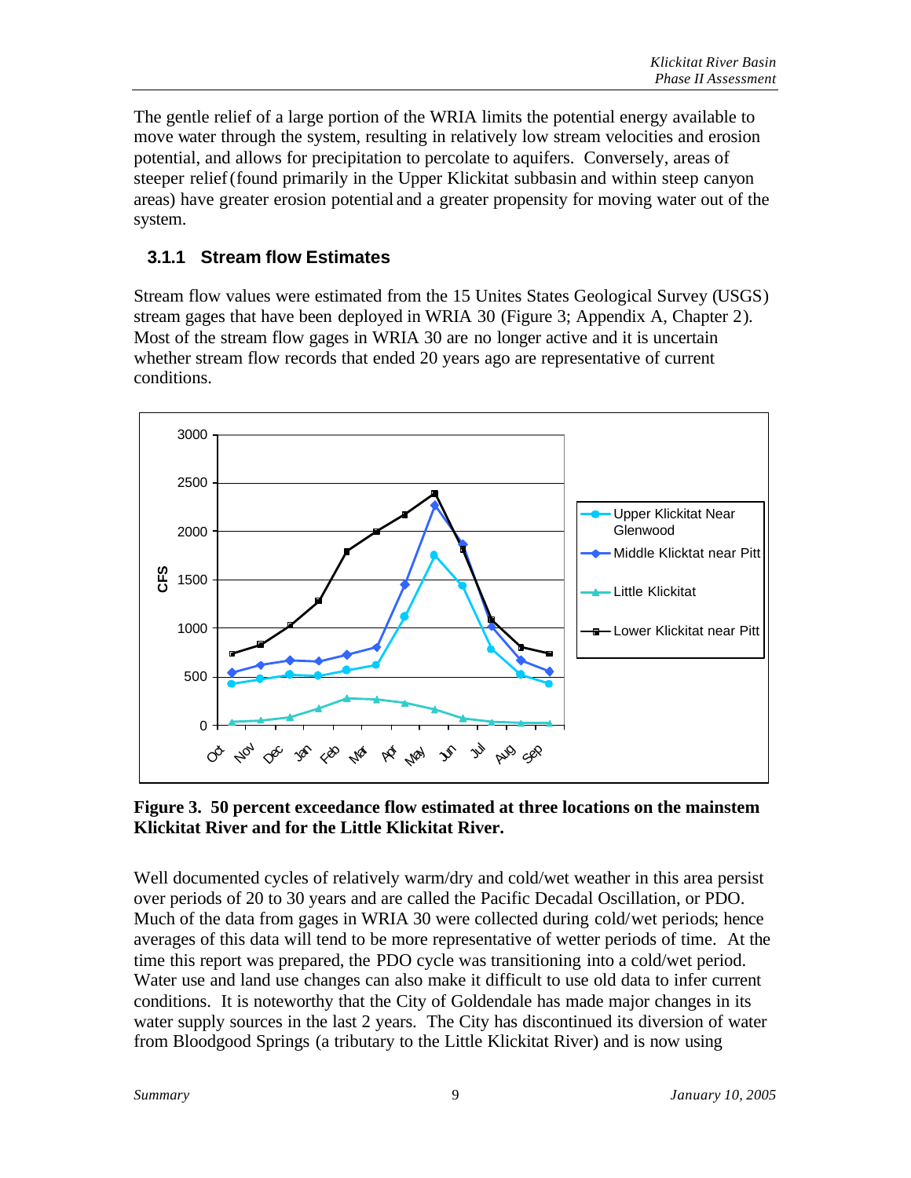The gentle relief of a large portion of the WRIA limits the potential energy available to move water through the system, resulting in relatively low stream velocities and erosion potential, and allows for precipitation to percolate to aquifers. Conversely, areas of steeper relief (found primarily in the Upper Klickitat subbasin and within steep canyon areas) have greater erosion potential and a greater propensity for moving water out of the system.

### 3.1.1 Stream flow Estimates

Stream flow values were estimated from the 15 Unites States Geological Survey (USGS) stream gages that have been deployed in WRIA 30 (Figure 3; Appendix A, Chapter 2). Most of the stream flow gages in WRIA 30 are no longer active and it is uncertain whether stream flow records that ended 20 years ago are representative of current conditions.

**Figure 3. 50 percent exceedance flow estimated at three locations on the mainstem Klickitat River and for the Little Klickitat River.**

Well documented cycles of relatively warm/dry and cold/wet weather in this area persist over periods of 20 to 30 years and are called the Pacific Decadal Oscillation, or PDO. Much of the data from gages in WRIA 30 were collected during cold/wet periods; hence averages of this data will tend to be more representative of wetter periods of time. At the time this report was prepared, the PDO cycle was transitioning into a cold/wet period. Water use and land use changes can also make it difficult to use old data to infer current conditions. It is noteworthy that the City of Goldendale has made major changes in its water supply sources in the last 2 years. The City has discontinued its diversion of water from Bloodgood Springs (a tributary to the Little Klickitat River) and is now using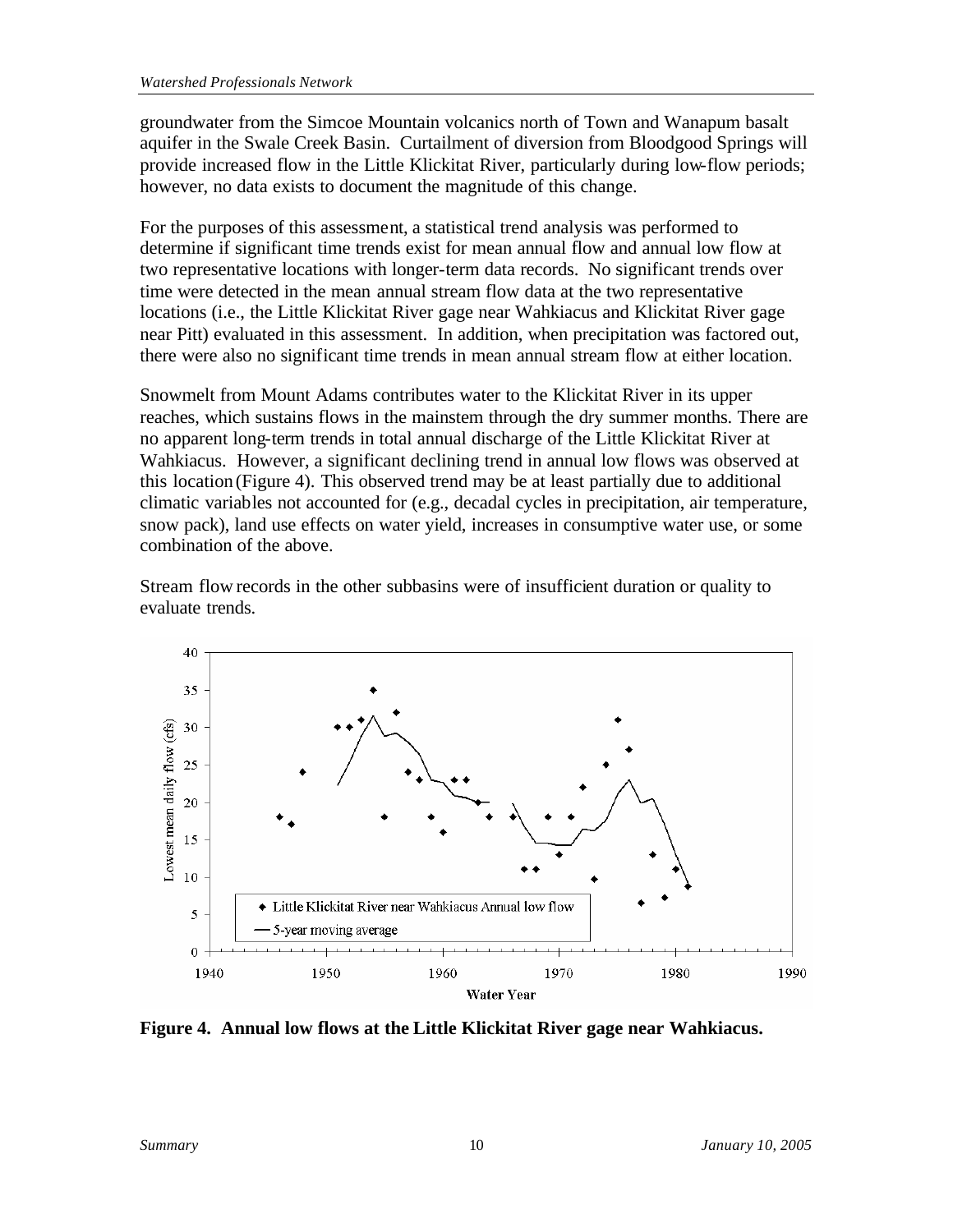groundwater from the Simcoe Mountain volcanics north of Town and Wanapum basalt aquifer in the Swale Creek Basin. Curtailment of diversion from Bloodgood Springs will provide increased flow in the Little Klickitat River, particularly during low-flow periods; however, no data exists to document the magnitude of this change.

For the purposes of this assessment, a statistical trend analysis was performed to determine if significant time trends exist for mean annual flow and annual low flow at two representative locations with longer-term data records. No significant trends over time were detected in the mean annual stream flow data at the two representative locations (i.e., the Little Klickitat River gage near Wahkiacus and Klickitat River gage near Pitt) evaluated in this assessment. In addition, when precipitation was factored out, there were also no significant time trends in mean annual stream flow at either location.

Snowmelt from Mount Adams contributes water to the Klickitat River in its upper reaches, which sustains flows in the mainstem through the dry summer months. There are no apparent long-term trends in total annual discharge of the Little Klickitat River at Wahkiacus. However, a significant declining trend in annual low flows was observed at this location (Figure 4). This observed trend may be at least partially due to additional climatic variables not accounted for (e.g., decadal cycles in precipitation, air temperature, snow pack), land use effects on water yield, increases in consumptive water use, or some combination of the above.

Stream flow records in the other subbasins were of insufficient duration or quality to evaluate trends.

**Figure 4. Annual low flows at the Little Klickitat River gage near Wahkiacus.**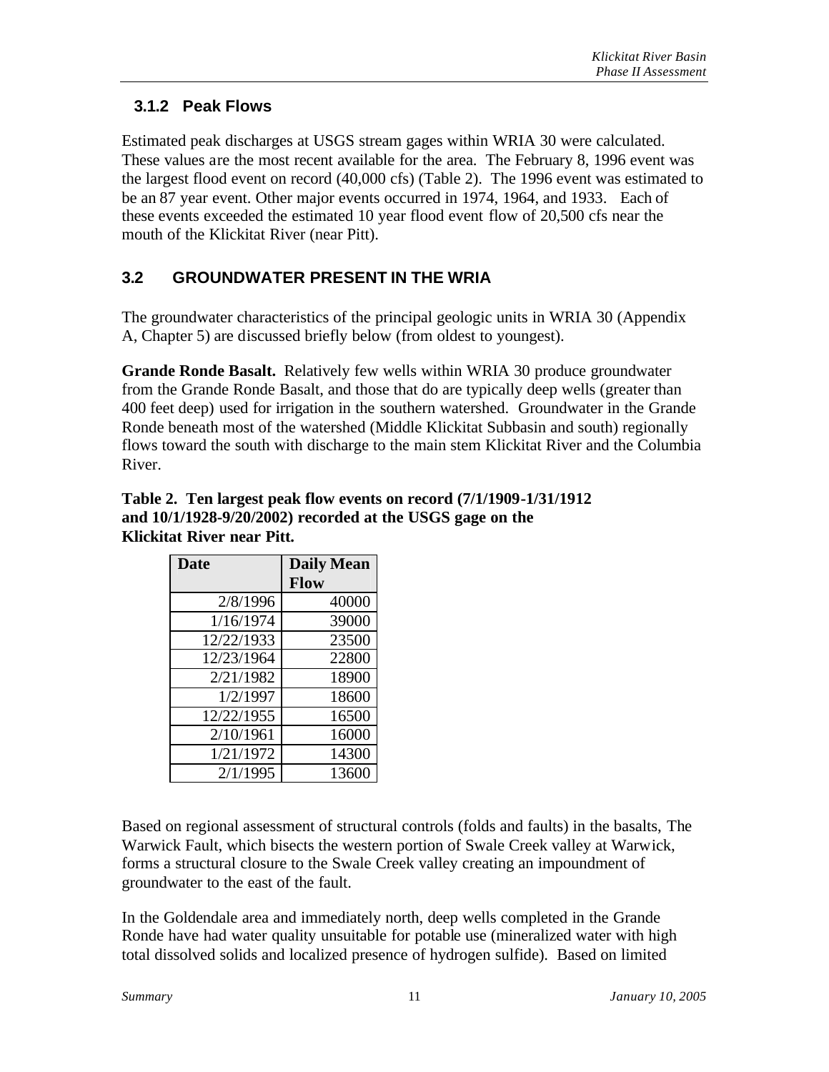### 3.1.2 Peak Flows

Estimated peak discharges at USGS stream gages within WRIA 30 were calculated. These values are the most recent available for the area. The February 8, 1996 event was the largest flood event on record (40,000 cfs) (Table 2). The 1996 event was estimated to be an 87 year event. Other major events occurred in 1974, 1964, and 1933. Each of these events exceeded the estimated 10 year flood event flow of 20,500 cfs near the mouth of the Klickitat River (near Pitt).

## 3.2 GROUNDWATER PRESENT IN THE WRIA

The groundwater characteristics of the principal geologic units in WRIA 30 (Appendix A, Chapter 5) are discussed briefly below (from oldest to youngest).

**Grande Ronde Basalt.** Relatively few wells within WRIA 30 produce groundwater from the Grande Ronde Basalt, and those that do are typically deep wells (greater than 400 feet deep) used for irrigation in the southern watershed. Groundwater in the Grande Ronde beneath most of the watershed (Middle Klickitat Subbasin and south) regionally flows toward the south with discharge to the main stem Klickitat River and the Columbia River.

**Table 2. Ten largest peak flow events on record (7/1/1909-1/31/1912 and 10/1/1928-9/20/2002) recorded at the USGS gage on the Klickitat River near Pitt.**

| Date | Daily Mean Flow |
|---|---|
| 2/8/1996 | 40000 |
| 1/16/1974 | 39000 |
| 12/22/1933 | 23500 |
| 12/23/1964 | 22800 |
| 2/21/1982 | 18900 |
| 1/2/1997 | 18600 |
| 12/22/1955 | 16500 |
| 2/10/1961 | 16000 |
| 1/21/1972 | 14300 |
| 2/1/1995 | 13600 |

Based on regional assessment of structural controls (folds and faults) in the basalts, The Warwick Fault, which bisects the western portion of Swale Creek valley at Warwick, forms a structural closure to the Swale Creek valley creating an impoundment of groundwater to the east of the fault.

In the Goldendale area and immediately north, deep wells completed in the Grande Ronde have had water quality unsuitable for potable use (mineralized water with high total dissolved solids and localized presence of hydrogen sulfide). Based on limited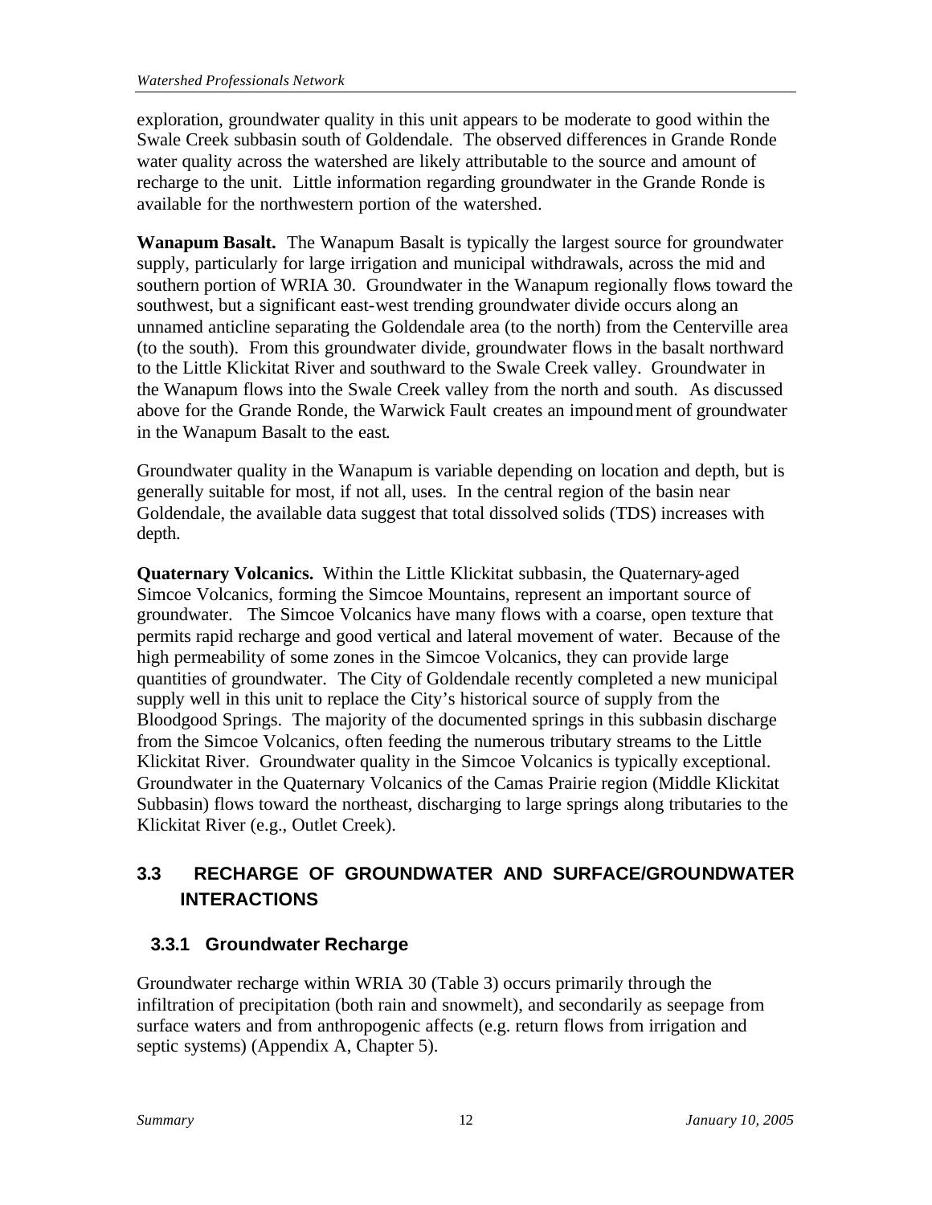exploration, groundwater quality in this unit appears to be moderate to good within the Swale Creek subbasin south of Goldendale. The observed differences in Grande Ronde water quality across the watershed are likely attributable to the source and amount of recharge to the unit. Little information regarding groundwater in the Grande Ronde is available for the northwestern portion of the watershed.

**Wanapum Basalt.** The Wanapum Basalt is typically the largest source for groundwater supply, particularly for large irrigation and municipal withdrawals, across the mid and southern portion of WRIA 30. Groundwater in the Wanapum regionally flows toward the southwest, but a significant east-west trending groundwater divide occurs along an unnamed anticline separating the Goldendale area (to the north) from the Centerville area (to the south). From this groundwater divide, groundwater flows in the basalt northward to the Little Klickitat River and southward to the Swale Creek valley. Groundwater in the Wanapum flows into the Swale Creek valley from the north and south. As discussed above for the Grande Ronde, the Warwick Fault creates an impoundment of groundwater in the Wanapum Basalt to the east.

Groundwater quality in the Wanapum is variable depending on location and depth, but is generally suitable for most, if not all, uses. In the central region of the basin near Goldendale, the available data suggest that total dissolved solids (TDS) increases with depth.

**Quaternary Volcanics.** Within the Little Klickitat subbasin, the Quaternary-aged Simcoe Volcanics, forming the Simcoe Mountains, represent an important source of groundwater. The Simcoe Volcanics have many flows with a coarse, open texture that permits rapid recharge and good vertical and lateral movement of water. Because of the high permeability of some zones in the Simcoe Volcanics, they can provide large quantities of groundwater. The City of Goldendale recently completed a new municipal supply well in this unit to replace the City's historical source of supply from the Bloodgood Springs. The majority of the documented springs in this subbasin discharge from the Simcoe Volcanics, often feeding the numerous tributary streams to the Little Klickitat River. Groundwater quality in the Simcoe Volcanics is typically exceptional. Groundwater in the Quaternary Volcanics of the Camas Prairie region (Middle Klickitat Subbasin) flows toward the northeast, discharging to large springs along tributaries to the Klickitat River (e.g., Outlet Creek).

## 3.3 RECHARGE OF GROUNDWATER AND SURFACE/GROUNDWATER INTERACTIONS

### 3.3.1 Groundwater Recharge

Groundwater recharge within WRIA 30 (Table 3) occurs primarily through the infiltration of precipitation (both rain and snowmelt), and secondarily as seepage from surface waters and from anthropogenic affects (e.g. return flows from irrigation and septic systems) (Appendix A, Chapter 5).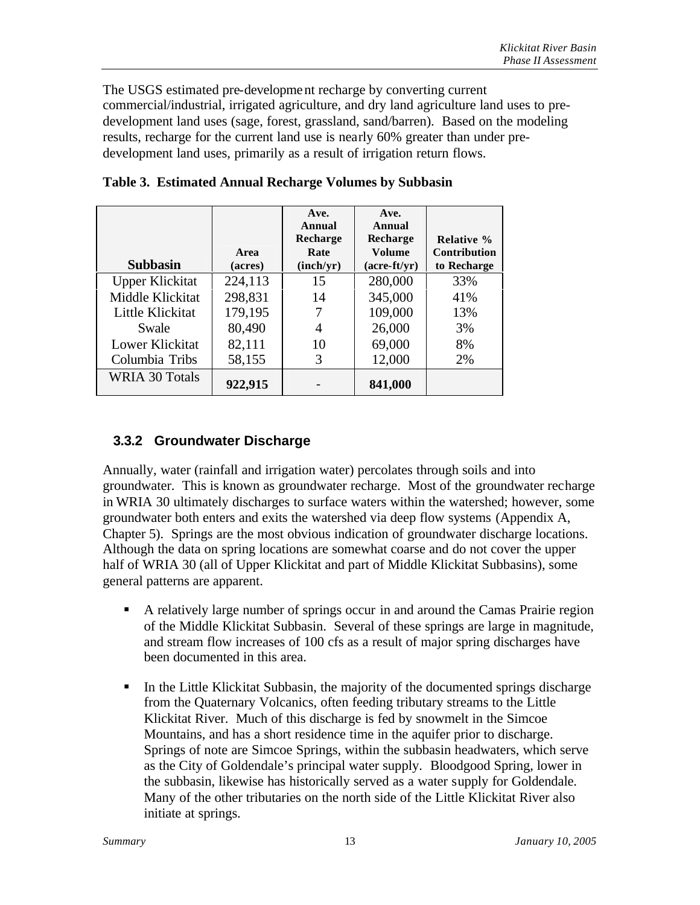The USGS estimated pre-development recharge by converting current commercial/industrial, irrigated agriculture, and dry land agriculture land uses to pre-development land uses (sage, forest, grassland, sand/barren). Based on the modeling results, recharge for the current land use is nearly 60% greater than under pre-development land uses, primarily as a result of irrigation return flows.

**Table 3. Estimated Annual Recharge Volumes by Subbasin**

| Subbasin | Area (acres) | Ave. Annual Recharge Rate (inch/yr) | Ave. Annual Recharge Volume (acre-ft/yr) | Relative % Contribution to Recharge |
|---|---|---|---|---|
| Upper Klickitat | 224,113 | 15 | 280,000 | 33% |
| Middle Klickitat | 298,831 | 14 | 345,000 | 41% |
| Little Klickitat | 179,195 | 7 | 109,000 | 13% |
| Swale | 80,490 | 4 | 26,000 | 3% |
| Lower Klickitat | 82,111 | 10 | 69,000 | 8% |
| Columbia Tribs | 58,155 | 3 | 12,000 | 2% |
| WRIA 30 Totals | **922,915** | - | **841,000** | |

### 3.3.2 Groundwater Discharge

Annually, water (rainfall and irrigation water) percolates through soils and into groundwater. This is known as groundwater recharge. Most of the groundwater recharge in WRIA 30 ultimately discharges to surface waters within the watershed; however, some groundwater both enters and exits the watershed via deep flow systems (Appendix A, Chapter 5). Springs are the most obvious indication of groundwater discharge locations. Although the data on spring locations are somewhat coarse and do not cover the upper half of WRIA 30 (all of Upper Klickitat and part of Middle Klickitat Subbasins), some general patterns are apparent.

- A relatively large number of springs occur in and around the Camas Prairie region of the Middle Klickitat Subbasin. Several of these springs are large in magnitude, and stream flow increases of 100 cfs as a result of major spring discharges have been documented in this area.

- In the Little Klickitat Subbasin, the majority of the documented springs discharge from the Quaternary Volcanics, often feeding tributary streams to the Little Klickitat River. Much of this discharge is fed by snowmelt in the Simcoe Mountains, and has a short residence time in the aquifer prior to discharge. Springs of note are Simcoe Springs, within the subbasin headwaters, which serve as the City of Goldendale's principal water supply. Bloodgood Spring, lower in the subbasin, likewise has historically served as a water supply for Goldendale. Many of the other tributaries on the north side of the Little Klickitat River also initiate at springs.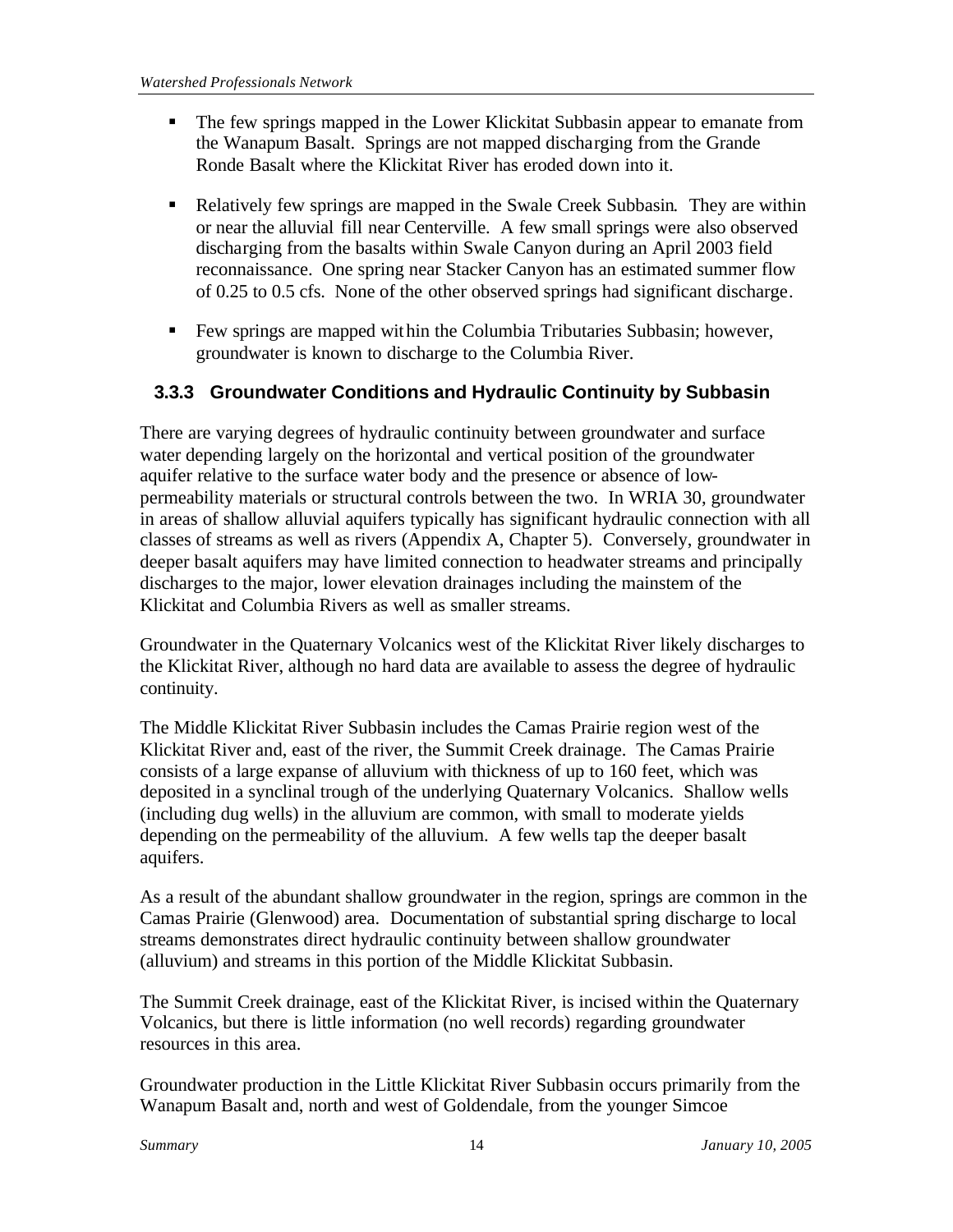- The few springs mapped in the Lower Klickitat Subbasin appear to emanate from the Wanapum Basalt. Springs are not mapped discharging from the Grande Ronde Basalt where the Klickitat River has eroded down into it.

- Relatively few springs are mapped in the Swale Creek Subbasin. They are within or near the alluvial fill near Centerville. A few small springs were also observed discharging from the basalts within Swale Canyon during an April 2003 field reconnaissance. One spring near Stacker Canyon has an estimated summer flow of 0.25 to 0.5 cfs. None of the other observed springs had significant discharge.

- Few springs are mapped within the Columbia Tributaries Subbasin; however, groundwater is known to discharge to the Columbia River.

### 3.3.3 Groundwater Conditions and Hydraulic Continuity by Subbasin

There are varying degrees of hydraulic continuity between groundwater and surface water depending largely on the horizontal and vertical position of the groundwater aquifer relative to the surface water body and the presence or absence of low-permeability materials or structural controls between the two. In WRIA 30, groundwater in areas of shallow alluvial aquifers typically has significant hydraulic connection with all classes of streams as well as rivers (Appendix A, Chapter 5). Conversely, groundwater in deeper basalt aquifers may have limited connection to headwater streams and principally discharges to the major, lower elevation drainages including the mainstem of the Klickitat and Columbia Rivers as well as smaller streams.

Groundwater in the Quaternary Volcanics west of the Klickitat River likely discharges to the Klickitat River, although no hard data are available to assess the degree of hydraulic continuity.

The Middle Klickitat River Subbasin includes the Camas Prairie region west of the Klickitat River and, east of the river, the Summit Creek drainage. The Camas Prairie consists of a large expanse of alluvium with thickness of up to 160 feet, which was deposited in a synclinal trough of the underlying Quaternary Volcanics. Shallow wells (including dug wells) in the alluvium are common, with small to moderate yields depending on the permeability of the alluvium. A few wells tap the deeper basalt aquifers.

As a result of the abundant shallow groundwater in the region, springs are common in the Camas Prairie (Glenwood) area. Documentation of substantial spring discharge to local streams demonstrates direct hydraulic continuity between shallow groundwater (alluvium) and streams in this portion of the Middle Klickitat Subbasin.

The Summit Creek drainage, east of the Klickitat River, is incised within the Quaternary Volcanics, but there is little information (no well records) regarding groundwater resources in this area.

Groundwater production in the Little Klickitat River Subbasin occurs primarily from the Wanapum Basalt and, north and west of Goldendale, from the younger Simcoe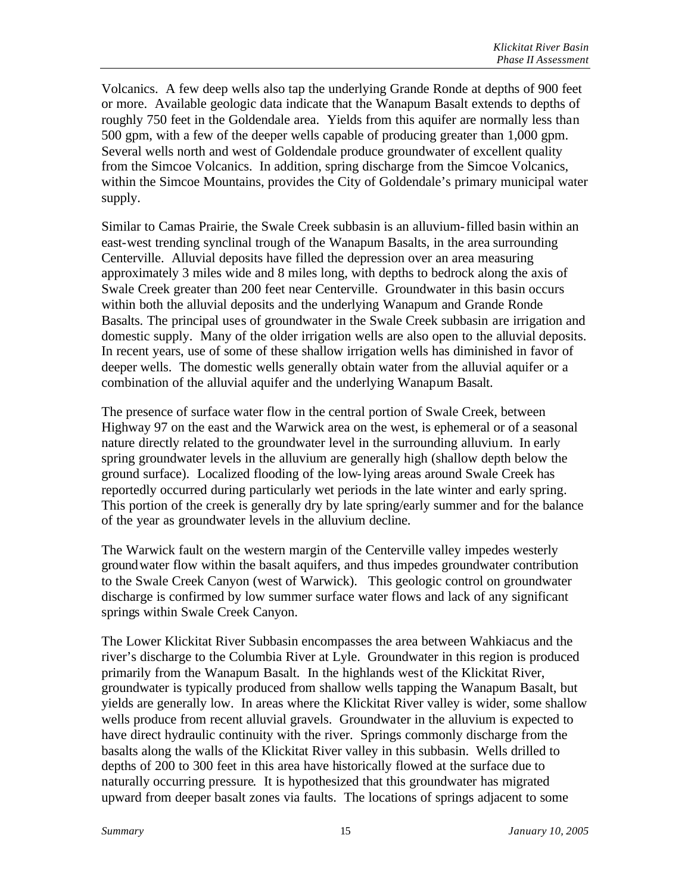Volcanics. A few deep wells also tap the underlying Grande Ronde at depths of 900 feet or more. Available geologic data indicate that the Wanapum Basalt extends to depths of roughly 750 feet in the Goldendale area. Yields from this aquifer are normally less than 500 gpm, with a few of the deeper wells capable of producing greater than 1,000 gpm. Several wells north and west of Goldendale produce groundwater of excellent quality from the Simcoe Volcanics. In addition, spring discharge from the Simcoe Volcanics, within the Simcoe Mountains, provides the City of Goldendale's primary municipal water supply.

Similar to Camas Prairie, the Swale Creek subbasin is an alluvium-filled basin within an east-west trending synclinal trough of the Wanapum Basalts, in the area surrounding Centerville. Alluvial deposits have filled the depression over an area measuring approximately 3 miles wide and 8 miles long, with depths to bedrock along the axis of Swale Creek greater than 200 feet near Centerville. Groundwater in this basin occurs within both the alluvial deposits and the underlying Wanapum and Grande Ronde Basalts. The principal uses of groundwater in the Swale Creek subbasin are irrigation and domestic supply. Many of the older irrigation wells are also open to the alluvial deposits. In recent years, use of some of these shallow irrigation wells has diminished in favor of deeper wells. The domestic wells generally obtain water from the alluvial aquifer or a combination of the alluvial aquifer and the underlying Wanapum Basalt.

The presence of surface water flow in the central portion of Swale Creek, between Highway 97 on the east and the Warwick area on the west, is ephemeral or of a seasonal nature directly related to the groundwater level in the surrounding alluvium. In early spring groundwater levels in the alluvium are generally high (shallow depth below the ground surface). Localized flooding of the low-lying areas around Swale Creek has reportedly occurred during particularly wet periods in the late winter and early spring. This portion of the creek is generally dry by late spring/early summer and for the balance of the year as groundwater levels in the alluvium decline.

The Warwick fault on the western margin of the Centerville valley impedes westerly groundwater flow within the basalt aquifers, and thus impedes groundwater contribution to the Swale Creek Canyon (west of Warwick). This geologic control on groundwater discharge is confirmed by low summer surface water flows and lack of any significant springs within Swale Creek Canyon.

The Lower Klickitat River Subbasin encompasses the area between Wahkiacus and the river's discharge to the Columbia River at Lyle. Groundwater in this region is produced primarily from the Wanapum Basalt. In the highlands west of the Klickitat River, groundwater is typically produced from shallow wells tapping the Wanapum Basalt, but yields are generally low. In areas where the Klickitat River valley is wider, some shallow wells produce from recent alluvial gravels. Groundwater in the alluvium is expected to have direct hydraulic continuity with the river. Springs commonly discharge from the basalts along the walls of the Klickitat River valley in this subbasin. Wells drilled to depths of 200 to 300 feet in this area have historically flowed at the surface due to naturally occurring pressure. It is hypothesized that this groundwater has migrated upward from deeper basalt zones via faults. The locations of springs adjacent to some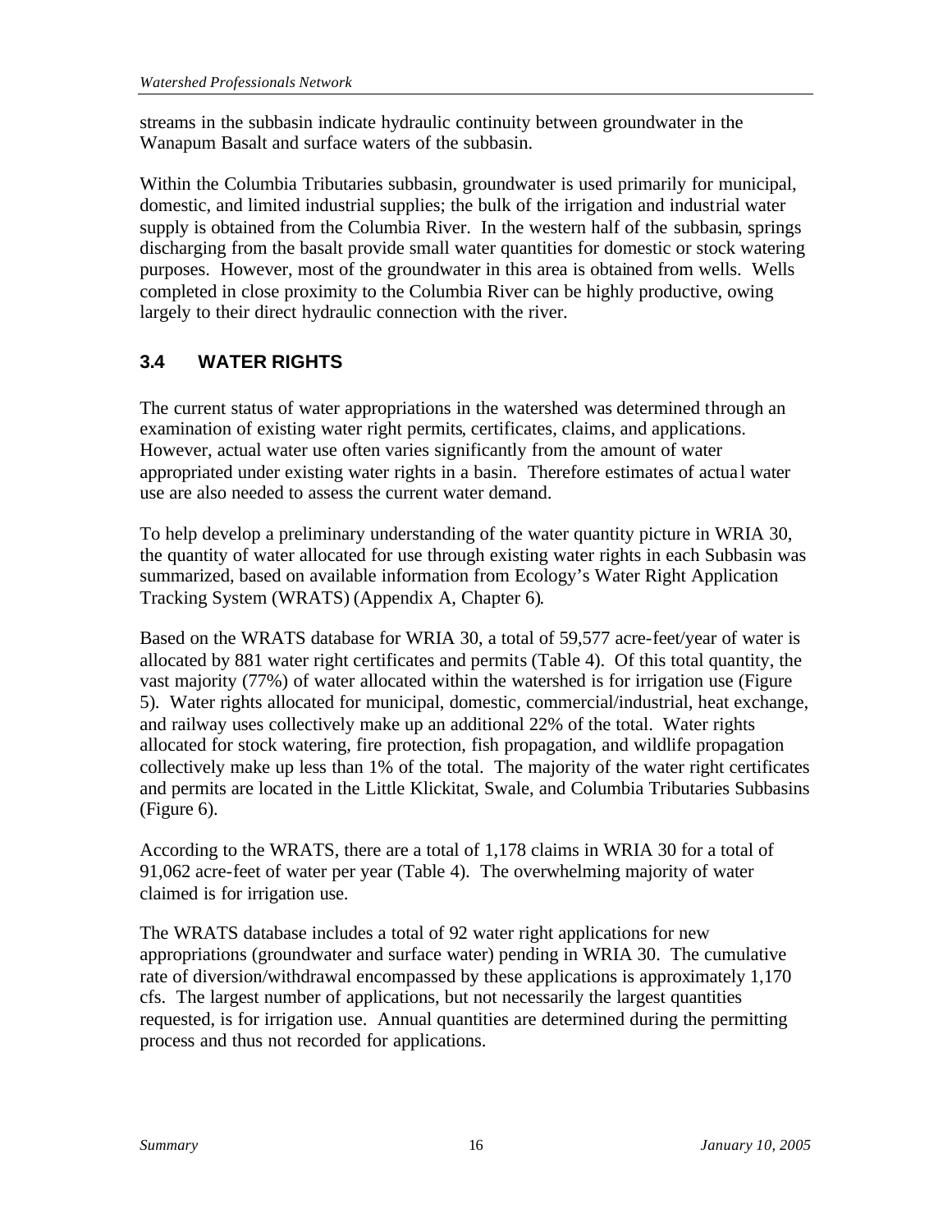streams in the subbasin indicate hydraulic continuity between groundwater in the Wanapum Basalt and surface waters of the subbasin.

Within the Columbia Tributaries subbasin, groundwater is used primarily for municipal, domestic, and limited industrial supplies; the bulk of the irrigation and industrial water supply is obtained from the Columbia River. In the western half of the subbasin, springs discharging from the basalt provide small water quantities for domestic or stock watering purposes. However, most of the groundwater in this area is obtained from wells. Wells completed in close proximity to the Columbia River can be highly productive, owing largely to their direct hydraulic connection with the river.

## 3.4 WATER RIGHTS

The current status of water appropriations in the watershed was determined through an examination of existing water right permits, certificates, claims, and applications. However, actual water use often varies significantly from the amount of water appropriated under existing water rights in a basin. Therefore estimates of actual water use are also needed to assess the current water demand.

To help develop a preliminary understanding of the water quantity picture in WRIA 30, the quantity of water allocated for use through existing water rights in each Subbasin was summarized, based on available information from Ecology's Water Right Application Tracking System (WRATS) (Appendix A, Chapter 6).

Based on the WRATS database for WRIA 30, a total of 59,577 acre-feet/year of water is allocated by 881 water right certificates and permits (Table 4). Of this total quantity, the vast majority (77%) of water allocated within the watershed is for irrigation use (Figure 5). Water rights allocated for municipal, domestic, commercial/industrial, heat exchange, and railway uses collectively make up an additional 22% of the total. Water rights allocated for stock watering, fire protection, fish propagation, and wildlife propagation collectively make up less than 1% of the total. The majority of the water right certificates and permits are located in the Little Klickitat, Swale, and Columbia Tributaries Subbasins (Figure 6).

According to the WRATS, there are a total of 1,178 claims in WRIA 30 for a total of 91,062 acre-feet of water per year (Table 4). The overwhelming majority of water claimed is for irrigation use.

The WRATS database includes a total of 92 water right applications for new appropriations (groundwater and surface water) pending in WRIA 30. The cumulative rate of diversion/withdrawal encompassed by these applications is approximately 1,170 cfs. The largest number of applications, but not necessarily the largest quantities requested, is for irrigation use. Annual quantities are determined during the permitting process and thus not recorded for applications.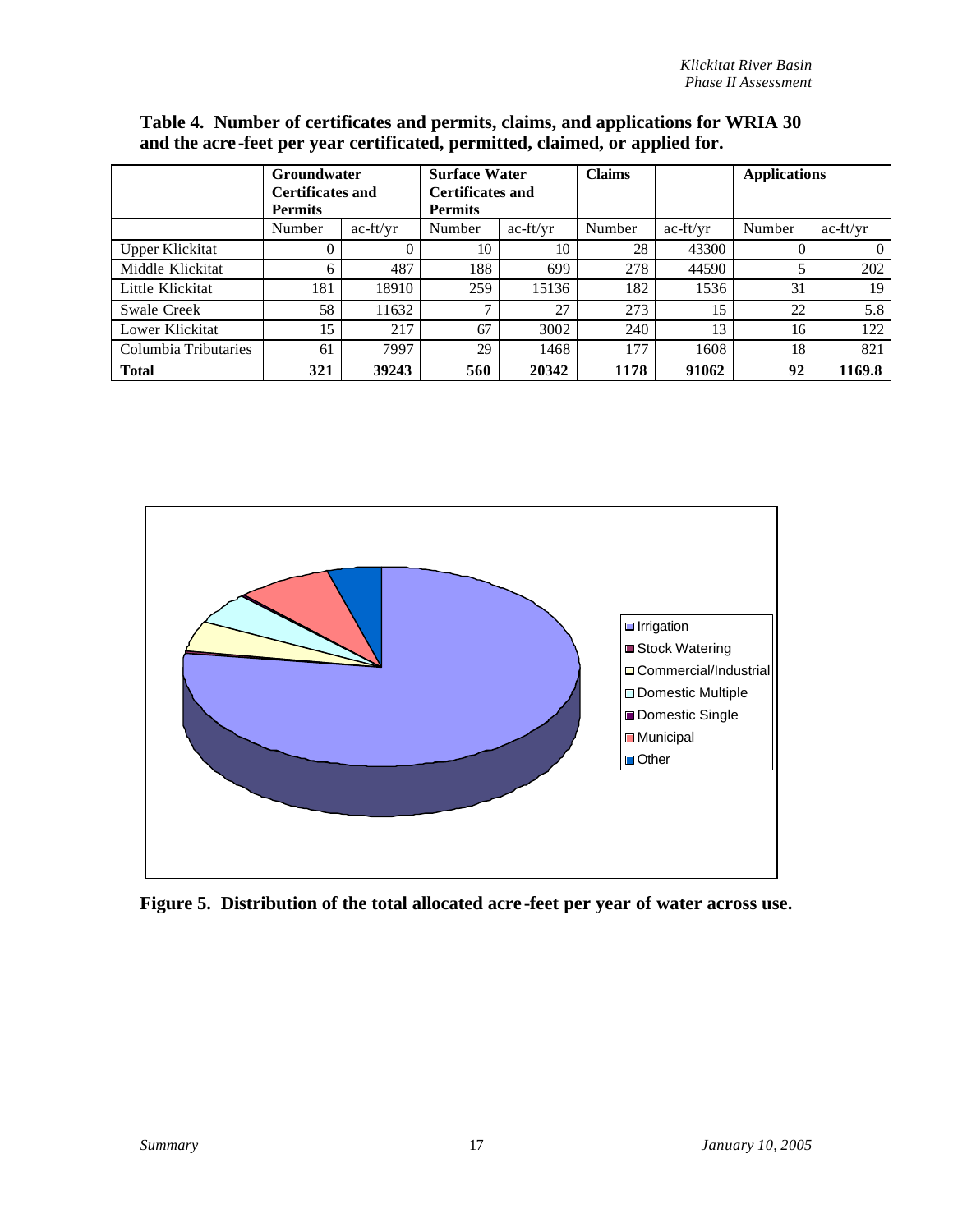**Table 4. Number of certificates and permits, claims, and applications for WRIA 30 and the acre-feet per year certificated, permitted, claimed, or applied for.**

| | Groundwater Certificates and Permits | | Surface Water Certificates and Permits | | Claims | | Applications | |
|---|---|---|---|---|---|---|---|---|
| | Number | ac-ft/yr | Number | ac-ft/yr | Number | ac-ft/yr | Number | ac-ft/yr |
| Upper Klickitat | 0 | 0 | 10 | 10 | 28 | 43300 | 0 | 0 |
| Middle Klickitat | 6 | 487 | 188 | 699 | 278 | 44590 | 5 | 202 |
| Little Klickitat | 181 | 18910 | 259 | 15136 | 182 | 1536 | 31 | 19 |
| Swale Creek | 58 | 11632 | 7 | 27 | 273 | 15 | 22 | 5.8 |
| Lower Klickitat | 15 | 217 | 67 | 3002 | 240 | 13 | 16 | 122 |
| Columbia Tributaries | 61 | 7997 | 29 | 1468 | 177 | 1608 | 18 | 821 |
| **Total** | **321** | **39243** | **560** | **20342** | **1178** | **91062** | **92** | **1169.8** |

**Figure 5. Distribution of the total allocated acre-feet per year of water across use.**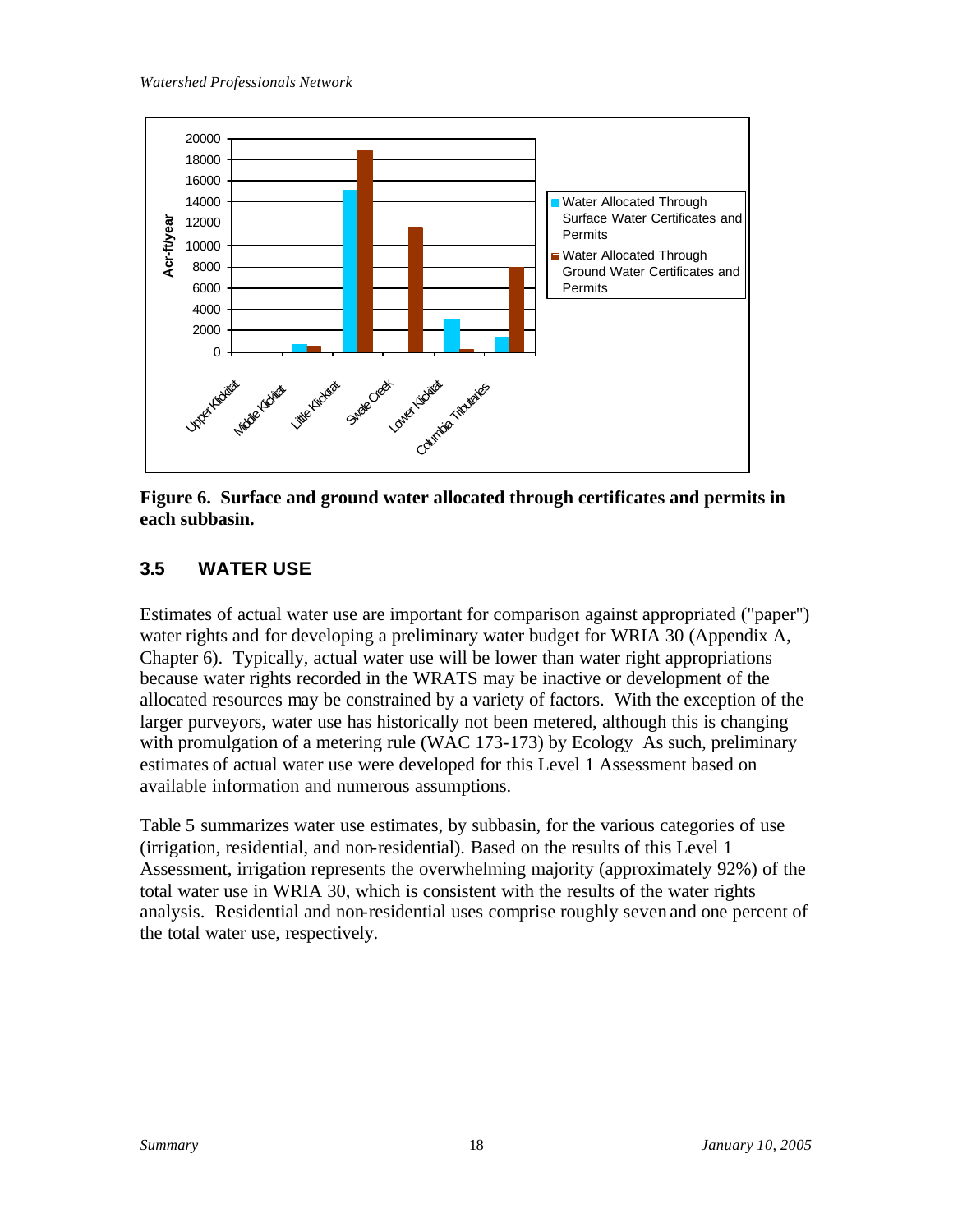Figure 6. Surface and ground water allocated through certificates and permits in each subbasin.

## 3.5 WATER USE

Estimates of actual water use are important for comparison against appropriated ("paper") water rights and for developing a preliminary water budget for WRIA 30 (Appendix A, Chapter 6). Typically, actual water use will be lower than water right appropriations because water rights recorded in the WRATS may be inactive or development of the allocated resources may be constrained by a variety of factors. With the exception of the larger purveyors, water use has historically not been metered, although this is changing with promulgation of a metering rule (WAC 173-173) by Ecology As such, preliminary estimates of actual water use were developed for this Level 1 Assessment based on available information and numerous assumptions.

Table 5 summarizes water use estimates, by subbasin, for the various categories of use (irrigation, residential, and non-residential). Based on the results of this Level 1 Assessment, irrigation represents the overwhelming majority (approximately 92%) of the total water use in WRIA 30, which is consistent with the results of the water rights analysis. Residential and non-residential uses comprise roughly seven and one percent of the total water use, respectively.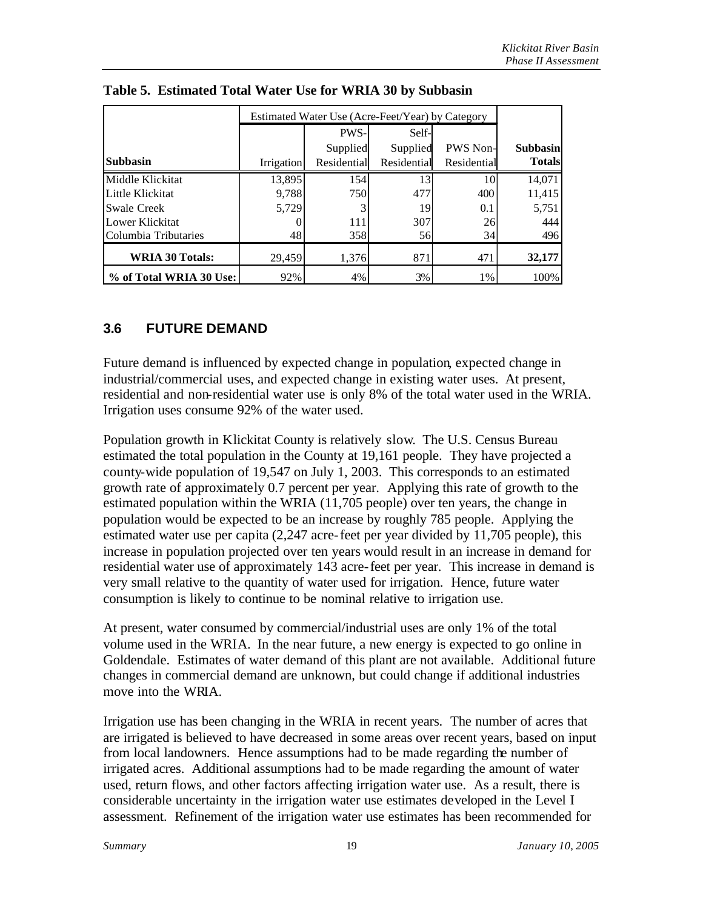**Table 5. Estimated Total Water Use for WRIA 30 by Subbasin**

| | Estimated Water Use (Acre-Feet/Year) by Category | | | | |
|---|---|---|---|---|---|
| **Subbasin** | Irrigation | PWS-Supplied Residential | Self-Supplied Residential | PWS Non-Residential | **Subbasin Totals** |
| Middle Klickitat | 13,895 | 154 | 13 | 10 | 14,071 |
| Little Klickitat | 9,788 | 750 | 477 | 400 | 11,415 |
| Swale Creek | 5,729 | 3 | 19 | 0.1 | 5,751 |
| Lower Klickitat | 0 | 111 | 307 | 26 | 444 |
| Columbia Tributaries | 48 | 358 | 56 | 34 | 496 |
| **WRIA 30 Totals:** | 29,459 | 1,376 | 871 | 471 | **32,177** |
| **% of Total WRIA 30 Use:** | 92% | 4% | 3% | 1% | 100% |

## 3.6 FUTURE DEMAND

Future demand is influenced by expected change in population, expected change in industrial/commercial uses, and expected change in existing water uses. At present, residential and non-residential water use is only 8% of the total water used in the WRIA. Irrigation uses consume 92% of the water used.

Population growth in Klickitat County is relatively slow. The U.S. Census Bureau estimated the total population in the County at 19,161 people. They have projected a county-wide population of 19,547 on July 1, 2003. This corresponds to an estimated growth rate of approximately 0.7 percent per year. Applying this rate of growth to the estimated population within the WRIA (11,705 people) over ten years, the change in population would be expected to be an increase by roughly 785 people. Applying the estimated water use per capita (2,247 acre-feet per year divided by 11,705 people), this increase in population projected over ten years would result in an increase in demand for residential water use of approximately 143 acre-feet per year. This increase in demand is very small relative to the quantity of water used for irrigation. Hence, future water consumption is likely to continue to be nominal relative to irrigation use.

At present, water consumed by commercial/industrial uses are only 1% of the total volume used in the WRIA. In the near future, a new energy is expected to go online in Goldendale. Estimates of water demand of this plant are not available. Additional future changes in commercial demand are unknown, but could change if additional industries move into the WRIA.

Irrigation use has been changing in the WRIA in recent years. The number of acres that are irrigated is believed to have decreased in some areas over recent years, based on input from local landowners. Hence assumptions had to be made regarding the number of irrigated acres. Additional assumptions had to be made regarding the amount of water used, return flows, and other factors affecting irrigation water use. As a result, there is considerable uncertainty in the irrigation water use estimates developed in the Level I assessment. Refinement of the irrigation water use estimates has been recommended for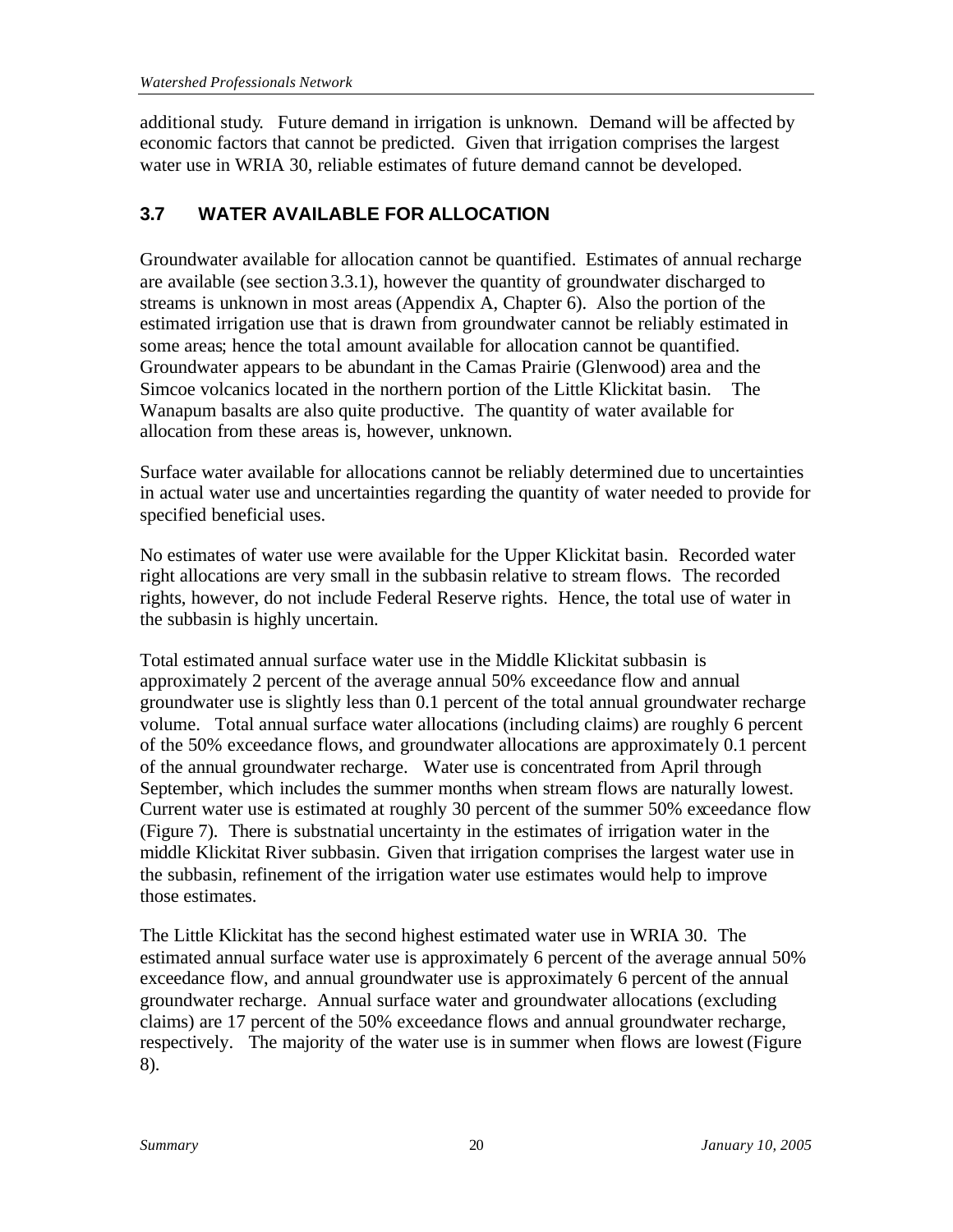additional study. Future demand in irrigation is unknown. Demand will be affected by economic factors that cannot be predicted. Given that irrigation comprises the largest water use in WRIA 30, reliable estimates of future demand cannot be developed.

## 3.7 WATER AVAILABLE FOR ALLOCATION

Groundwater available for allocation cannot be quantified. Estimates of annual recharge are available (see section 3.3.1), however the quantity of groundwater discharged to streams is unknown in most areas (Appendix A, Chapter 6). Also the portion of the estimated irrigation use that is drawn from groundwater cannot be reliably estimated in some areas; hence the total amount available for allocation cannot be quantified. Groundwater appears to be abundant in the Camas Prairie (Glenwood) area and the Simcoe volcanics located in the northern portion of the Little Klickitat basin. The Wanapum basalts are also quite productive. The quantity of water available for allocation from these areas is, however, unknown.

Surface water available for allocations cannot be reliably determined due to uncertainties in actual water use and uncertainties regarding the quantity of water needed to provide for specified beneficial uses.

No estimates of water use were available for the Upper Klickitat basin. Recorded water right allocations are very small in the subbasin relative to stream flows. The recorded rights, however, do not include Federal Reserve rights. Hence, the total use of water in the subbasin is highly uncertain.

Total estimated annual surface water use in the Middle Klickitat subbasin is approximately 2 percent of the average annual 50% exceedance flow and annual groundwater use is slightly less than 0.1 percent of the total annual groundwater recharge volume. Total annual surface water allocations (including claims) are roughly 6 percent of the 50% exceedance flows, and groundwater allocations are approximately 0.1 percent of the annual groundwater recharge. Water use is concentrated from April through September, which includes the summer months when stream flows are naturally lowest. Current water use is estimated at roughly 30 percent of the summer 50% exceedance flow (Figure 7). There is substnatial uncertainty in the estimates of irrigation water in the middle Klickitat River subbasin. Given that irrigation comprises the largest water use in the subbasin, refinement of the irrigation water use estimates would help to improve those estimates.

The Little Klickitat has the second highest estimated water use in WRIA 30. The estimated annual surface water use is approximately 6 percent of the average annual 50% exceedance flow, and annual groundwater use is approximately 6 percent of the annual groundwater recharge. Annual surface water and groundwater allocations (excluding claims) are 17 percent of the 50% exceedance flows and annual groundwater recharge, respectively. The majority of the water use is in summer when flows are lowest (Figure 8).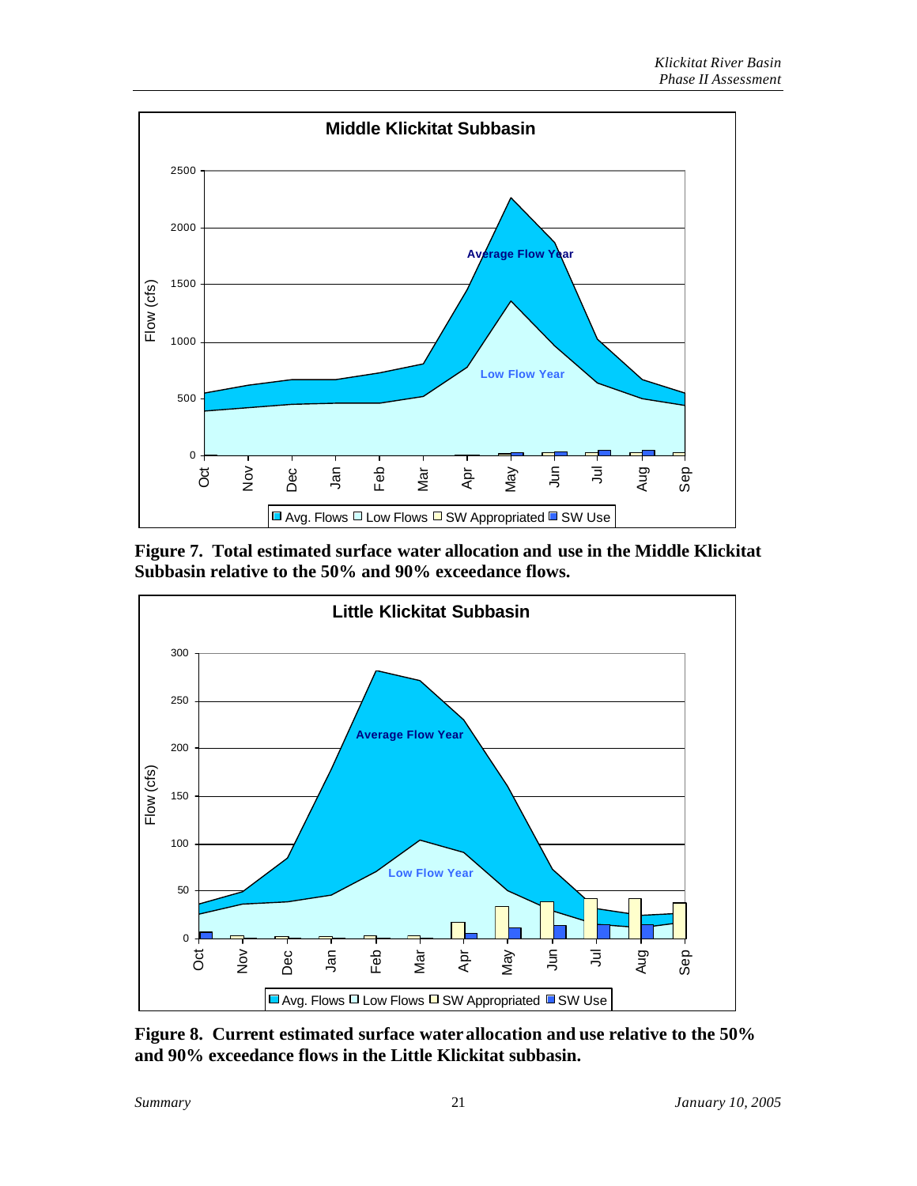**Figure 7. Total estimated surface water allocation and use in the Middle Klickitat Subbasin relative to the 50% and 90% exceedance flows.**

**Figure 8. Current estimated surface water allocation and use relative to the 50% and 90% exceedance flows in the Little Klickitat subbasin.**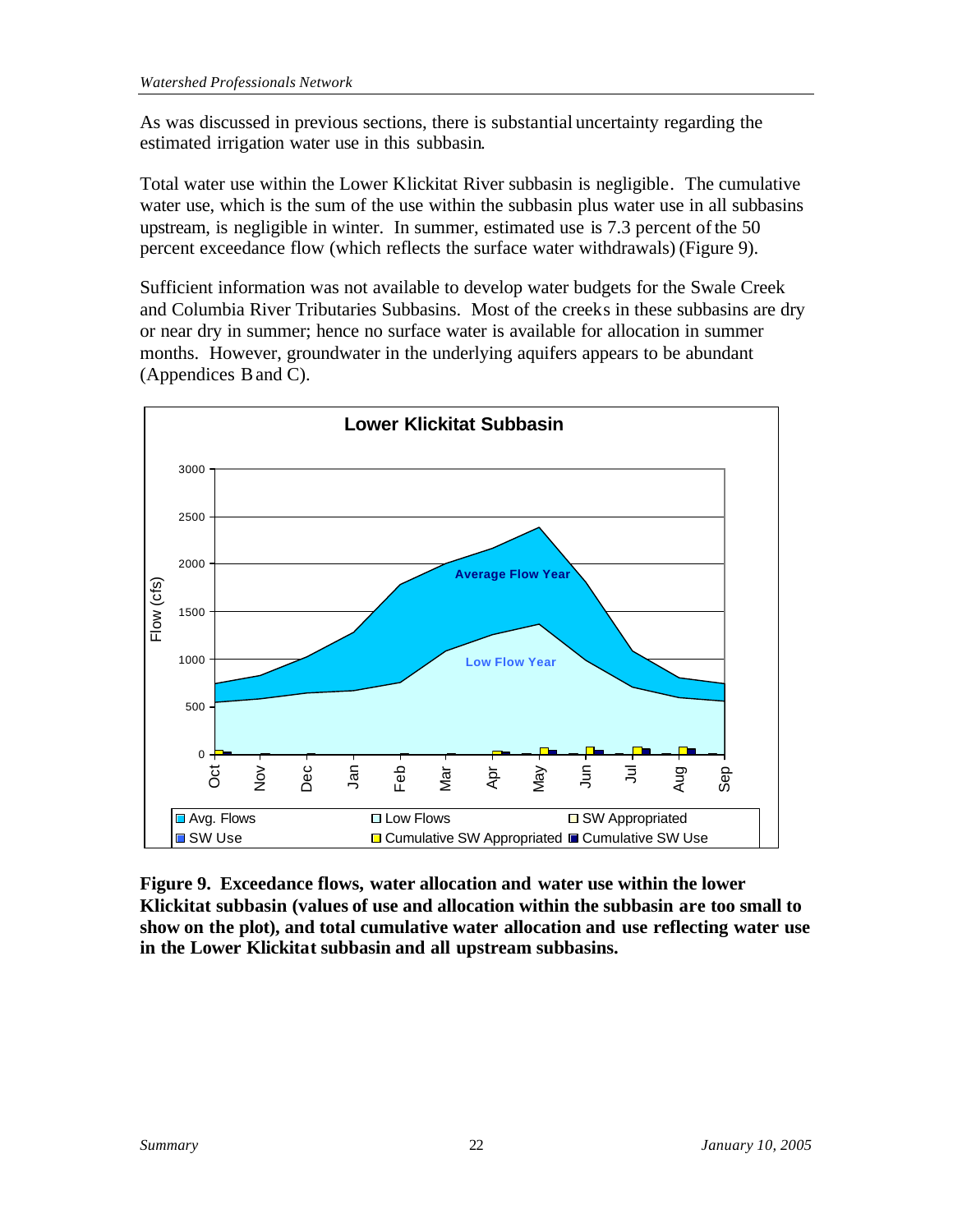As was discussed in previous sections, there is substantial uncertainty regarding the estimated irrigation water use in this subbasin.

Total water use within the Lower Klickitat River subbasin is negligible. The cumulative water use, which is the sum of the use within the subbasin plus water use in all subbasins upstream, is negligible in winter. In summer, estimated use is 7.3 percent of the 50 percent exceedance flow (which reflects the surface water withdrawals) (Figure 9).

Sufficient information was not available to develop water budgets for the Swale Creek and Columbia River Tributaries Subbasins. Most of the creeks in these subbasins are dry or near dry in summer; hence no surface water is available for allocation in summer months. However, groundwater in the underlying aquifers appears to be abundant (Appendices B and C).

**Figure 9. Exceedance flows, water allocation and water use within the lower Klickitat subbasin (values of use and allocation within the subbasin are too small to show on the plot), and total cumulative water allocation and use reflecting water use in the Lower Klickitat subbasin and all upstream subbasins.**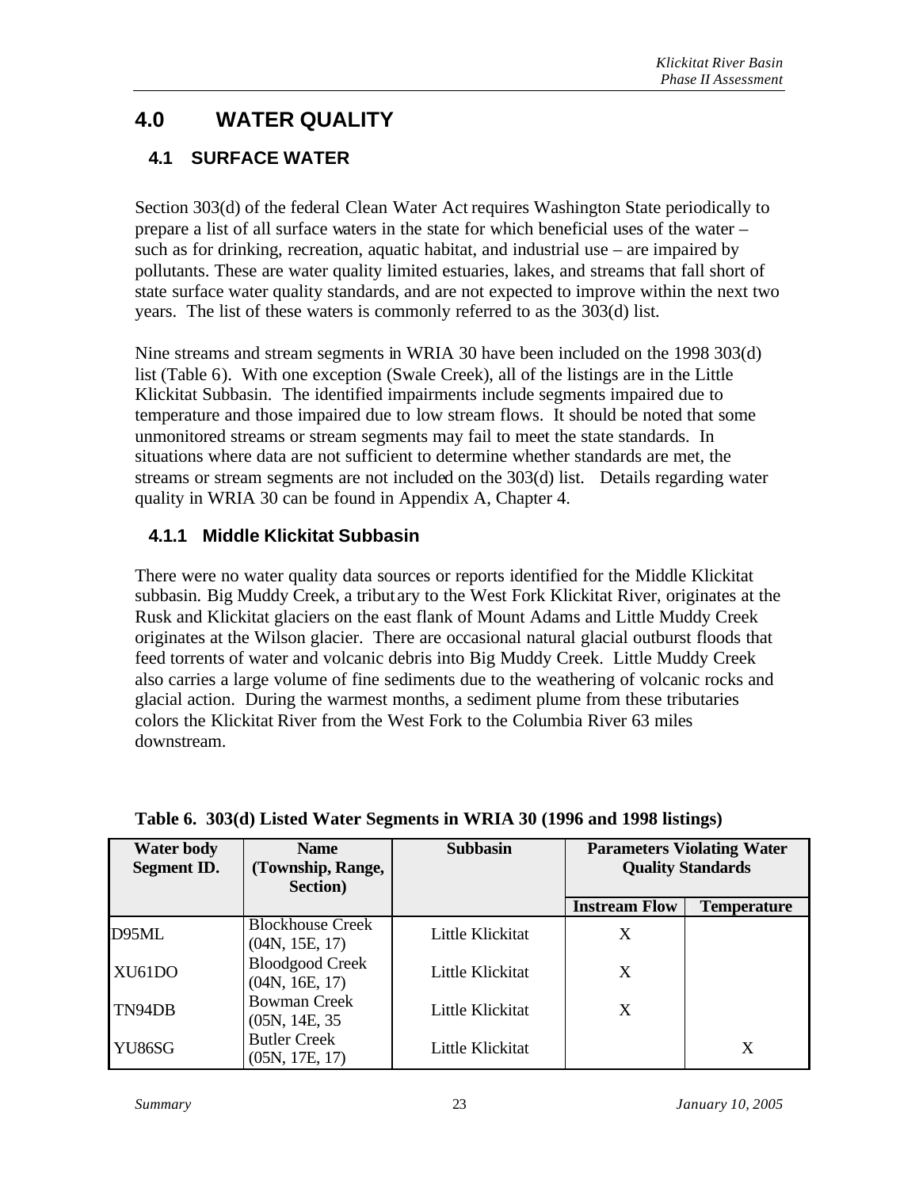# 4.0 WATER QUALITY

## 4.1 SURFACE WATER

Section 303(d) of the federal Clean Water Act requires Washington State periodically to prepare a list of all surface waters in the state for which beneficial uses of the water – such as for drinking, recreation, aquatic habitat, and industrial use – are impaired by pollutants. These are water quality limited estuaries, lakes, and streams that fall short of state surface water quality standards, and are not expected to improve within the next two years. The list of these waters is commonly referred to as the 303(d) list.

Nine streams and stream segments in WRIA 30 have been included on the 1998 303(d) list (Table 6). With one exception (Swale Creek), all of the listings are in the Little Klickitat Subbasin. The identified impairments include segments impaired due to temperature and those impaired due to low stream flows. It should be noted that some unmonitored streams or stream segments may fail to meet the state standards. In situations where data are not sufficient to determine whether standards are met, the streams or stream segments are not included on the 303(d) list. Details regarding water quality in WRIA 30 can be found in Appendix A, Chapter 4.

### 4.1.1 Middle Klickitat Subbasin

There were no water quality data sources or reports identified for the Middle Klickitat subbasin. Big Muddy Creek, a tributary to the West Fork Klickitat River, originates at the Rusk and Klickitat glaciers on the east flank of Mount Adams and Little Muddy Creek originates at the Wilson glacier. There are occasional natural glacial outburst floods that feed torrents of water and volcanic debris into Big Muddy Creek. Little Muddy Creek also carries a large volume of fine sediments due to the weathering of volcanic rocks and glacial action. During the warmest months, a sediment plume from these tributaries colors the Klickitat River from the West Fork to the Columbia River 63 miles downstream.

**Table 6. 303(d) Listed Water Segments in WRIA 30 (1996 and 1998 listings)**

| Water body Segment ID. | Name (Township, Range, Section) | Subbasin | Parameters Violating Water Quality Standards | |
|---|---|---|---|---|
| | | | Instream Flow | Temperature |
| D95ML | Blockhouse Creek (04N, 15E, 17) | Little Klickitat | X | |
| XU61DO | Bloodgood Creek (04N, 16E, 17) | Little Klickitat | X | |
| TN94DB | Bowman Creek (05N, 14E, 35 | Little Klickitat | X | |
| YU86SG | Butler Creek (05N, 17E, 17) | Little Klickitat | | X |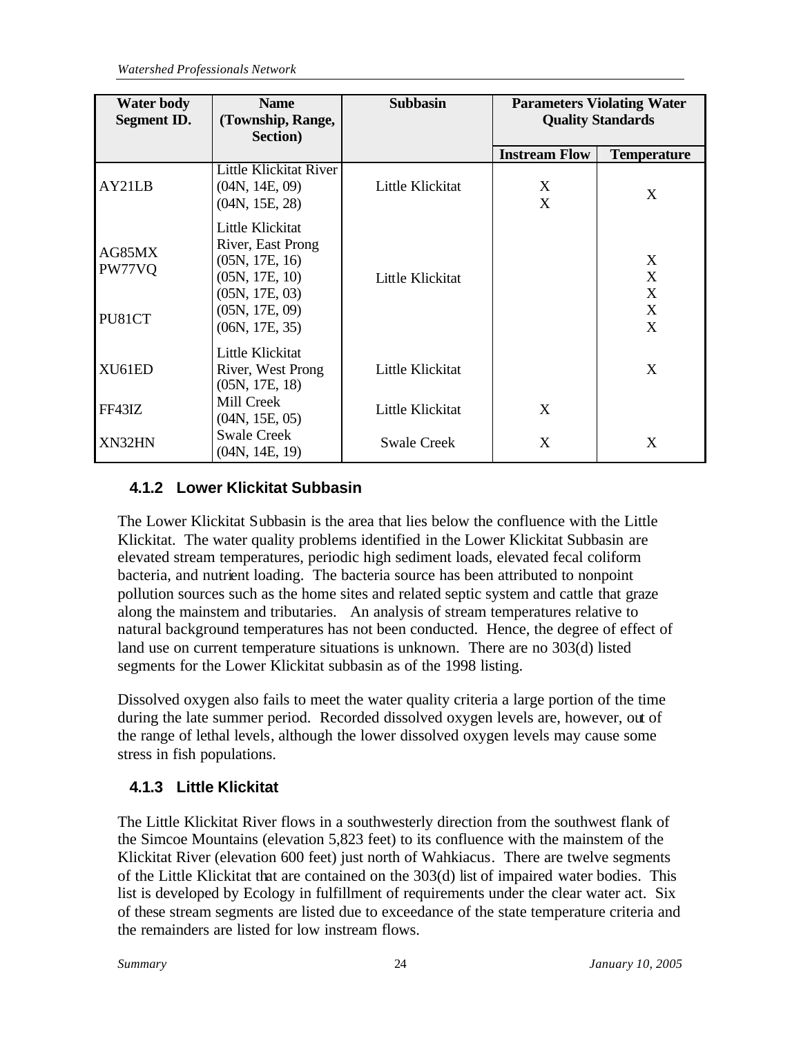| Water body Segment ID. | Name (Township, Range, Section) | Subbasin | Parameters Violating Water Quality Standards | |
|---|---|---|---|---|
| | | | Instream Flow | Temperature |
| AY21LB | Little Klickitat River (04N, 14E, 09) (04N, 15E, 28) | Little Klickitat | X X | X |
| AG85MX PW77VQ PU81CT | Little Klickitat River, East Prong (05N, 17E, 16) (05N, 17E, 10) (05N, 17E, 03) (05N, 17E, 09) (06N, 17E, 35) | Little Klickitat | | X X X X X |
| XU61ED | Little Klickitat River, West Prong (05N, 17E, 18) | Little Klickitat | | X |
| FF43IZ | Mill Creek (04N, 15E, 05) | Little Klickitat | X | |
| XN32HN | Swale Creek (04N, 14E, 19) | Swale Creek | X | X |

### 4.1.2 Lower Klickitat Subbasin

The Lower Klickitat Subbasin is the area that lies below the confluence with the Little Klickitat. The water quality problems identified in the Lower Klickitat Subbasin are elevated stream temperatures, periodic high sediment loads, elevated fecal coliform bacteria, and nutrient loading. The bacteria source has been attributed to nonpoint pollution sources such as the home sites and related septic system and cattle that graze along the mainstem and tributaries. An analysis of stream temperatures relative to natural background temperatures has not been conducted. Hence, the degree of effect of land use on current temperature situations is unknown. There are no 303(d) listed segments for the Lower Klickitat subbasin as of the 1998 listing.

Dissolved oxygen also fails to meet the water quality criteria a large portion of the time during the late summer period. Recorded dissolved oxygen levels are, however, out of the range of lethal levels, although the lower dissolved oxygen levels may cause some stress in fish populations.

### 4.1.3 Little Klickitat

The Little Klickitat River flows in a southwesterly direction from the southwest flank of the Simcoe Mountains (elevation 5,823 feet) to its confluence with the mainstem of the Klickitat River (elevation 600 feet) just north of Wahkiacus. There are twelve segments of the Little Klickitat that are contained on the 303(d) list of impaired water bodies. This list is developed by Ecology in fulfillment of requirements under the clear water act. Six of these stream segments are listed due to exceedance of the state temperature criteria and the remainders are listed for low instream flows.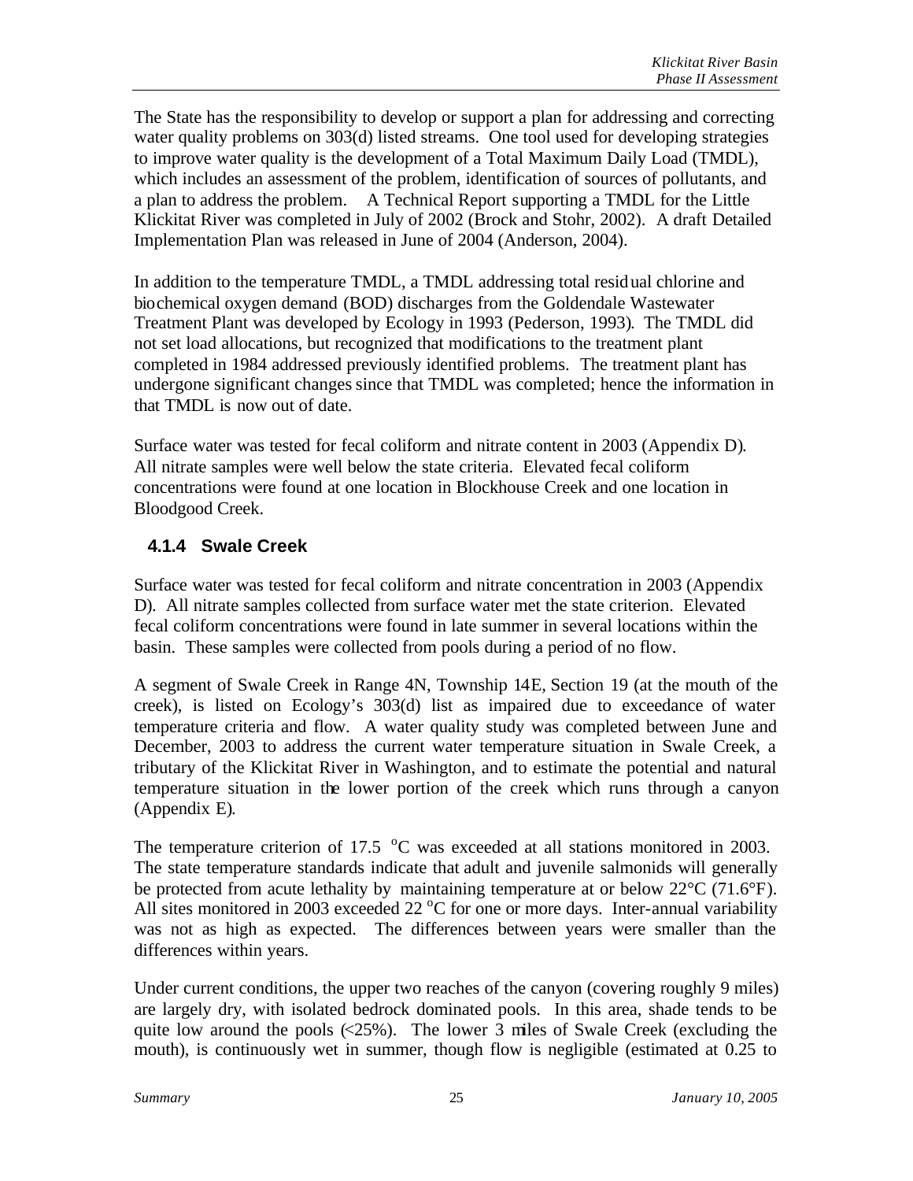The State has the responsibility to develop or support a plan for addressing and correcting water quality problems on 303(d) listed streams. One tool used for developing strategies to improve water quality is the development of a Total Maximum Daily Load (TMDL), which includes an assessment of the problem, identification of sources of pollutants, and a plan to address the problem. A Technical Report supporting a TMDL for the Little Klickitat River was completed in July of 2002 (Brock and Stohr, 2002). A draft Detailed Implementation Plan was released in June of 2004 (Anderson, 2004).

In addition to the temperature TMDL, a TMDL addressing total residual chlorine and biochemical oxygen demand (BOD) discharges from the Goldendale Wastewater Treatment Plant was developed by Ecology in 1993 (Pederson, 1993). The TMDL did not set load allocations, but recognized that modifications to the treatment plant completed in 1984 addressed previously identified problems. The treatment plant has undergone significant changes since that TMDL was completed; hence the information in that TMDL is now out of date.

Surface water was tested for fecal coliform and nitrate content in 2003 (Appendix D). All nitrate samples were well below the state criteria. Elevated fecal coliform concentrations were found at one location in Blockhouse Creek and one location in Bloodgood Creek.

### 4.1.4 Swale Creek

Surface water was tested for fecal coliform and nitrate concentration in 2003 (Appendix D). All nitrate samples collected from surface water met the state criterion. Elevated fecal coliform concentrations were found in late summer in several locations within the basin. These samples were collected from pools during a period of no flow.

A segment of Swale Creek in Range 4N, Township 14E, Section 19 (at the mouth of the creek), is listed on Ecology's 303(d) list as impaired due to exceedance of water temperature criteria and flow. A water quality study was completed between June and December, 2003 to address the current water temperature situation in Swale Creek, a tributary of the Klickitat River in Washington, and to estimate the potential and natural temperature situation in the lower portion of the creek which runs through a canyon (Appendix E).

The temperature criterion of 17.5 $^{o}$C was exceeded at all stations monitored in 2003. The state temperature standards indicate that adult and juvenile salmonids will generally be protected from acute lethality by maintaining temperature at or below 22°C (71.6°F). All sites monitored in 2003 exceeded 22 $^{o}$C for one or more days. Inter-annual variability was not as high as expected. The differences between years were smaller than the differences within years.

Under current conditions, the upper two reaches of the canyon (covering roughly 9 miles) are largely dry, with isolated bedrock dominated pools. In this area, shade tends to be quite low around the pools (<25%). The lower 3 miles of Swale Creek (excluding the mouth), is continuously wet in summer, though flow is negligible (estimated at 0.25 to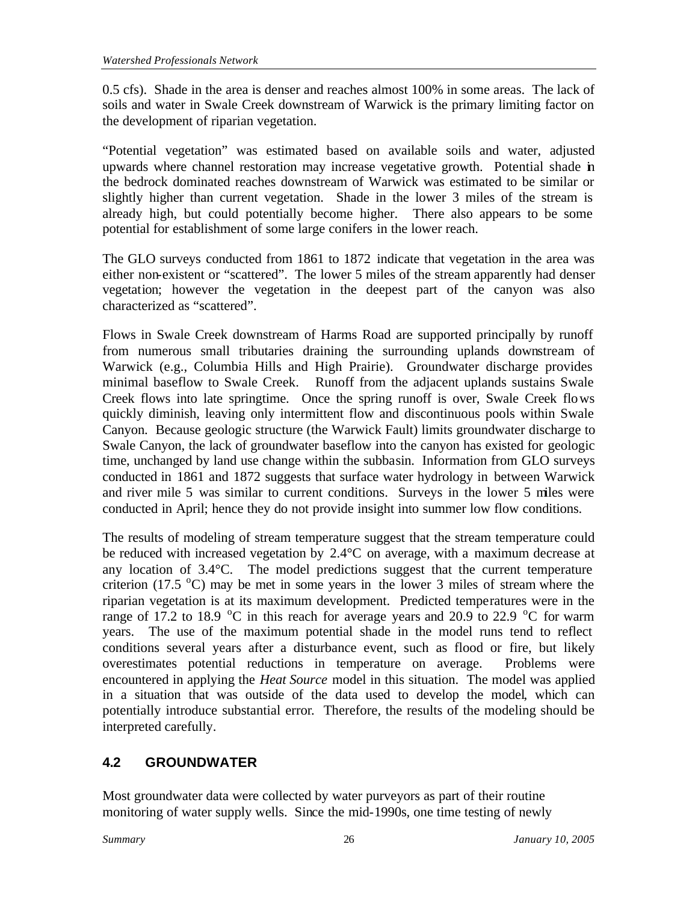0.5 cfs). Shade in the area is denser and reaches almost 100% in some areas. The lack of soils and water in Swale Creek downstream of Warwick is the primary limiting factor on the development of riparian vegetation.

"Potential vegetation" was estimated based on available soils and water, adjusted upwards where channel restoration may increase vegetative growth. Potential shade in the bedrock dominated reaches downstream of Warwick was estimated to be similar or slightly higher than current vegetation. Shade in the lower 3 miles of the stream is already high, but could potentially become higher. There also appears to be some potential for establishment of some large conifers in the lower reach.

The GLO surveys conducted from 1861 to 1872 indicate that vegetation in the area was either non-existent or "scattered". The lower 5 miles of the stream apparently had denser vegetation; however the vegetation in the deepest part of the canyon was also characterized as "scattered".

Flows in Swale Creek downstream of Harms Road are supported principally by runoff from numerous small tributaries draining the surrounding uplands downstream of Warwick (e.g., Columbia Hills and High Prairie). Groundwater discharge provides minimal baseflow to Swale Creek. Runoff from the adjacent uplands sustains Swale Creek flows into late springtime. Once the spring runoff is over, Swale Creek flows quickly diminish, leaving only intermittent flow and discontinuous pools within Swale Canyon. Because geologic structure (the Warwick Fault) limits groundwater discharge to Swale Canyon, the lack of groundwater baseflow into the canyon has existed for geologic time, unchanged by land use change within the subbasin. Information from GLO surveys conducted in 1861 and 1872 suggests that surface water hydrology in between Warwick and river mile 5 was similar to current conditions. Surveys in the lower 5 miles were conducted in April; hence they do not provide insight into summer low flow conditions.

The results of modeling of stream temperature suggest that the stream temperature could be reduced with increased vegetation by 2.4°C on average, with a maximum decrease at any location of 3.4°C. The model predictions suggest that the current temperature criterion (17.5 °C) may be met in some years in the lower 3 miles of stream where the riparian vegetation is at its maximum development. Predicted temperatures were in the range of 17.2 to 18.9 °C in this reach for average years and 20.9 to 22.9 °C for warm years. The use of the maximum potential shade in the model runs tend to reflect conditions several years after a disturbance event, such as flood or fire, but likely overestimates potential reductions in temperature on average. Problems were encountered in applying the *Heat Source* model in this situation. The model was applied in a situation that was outside of the data used to develop the model, which can potentially introduce substantial error. Therefore, the results of the modeling should be interpreted carefully.

## 4.2 GROUNDWATER

Most groundwater data were collected by water purveyors as part of their routine monitoring of water supply wells. Since the mid-1990s, one time testing of newly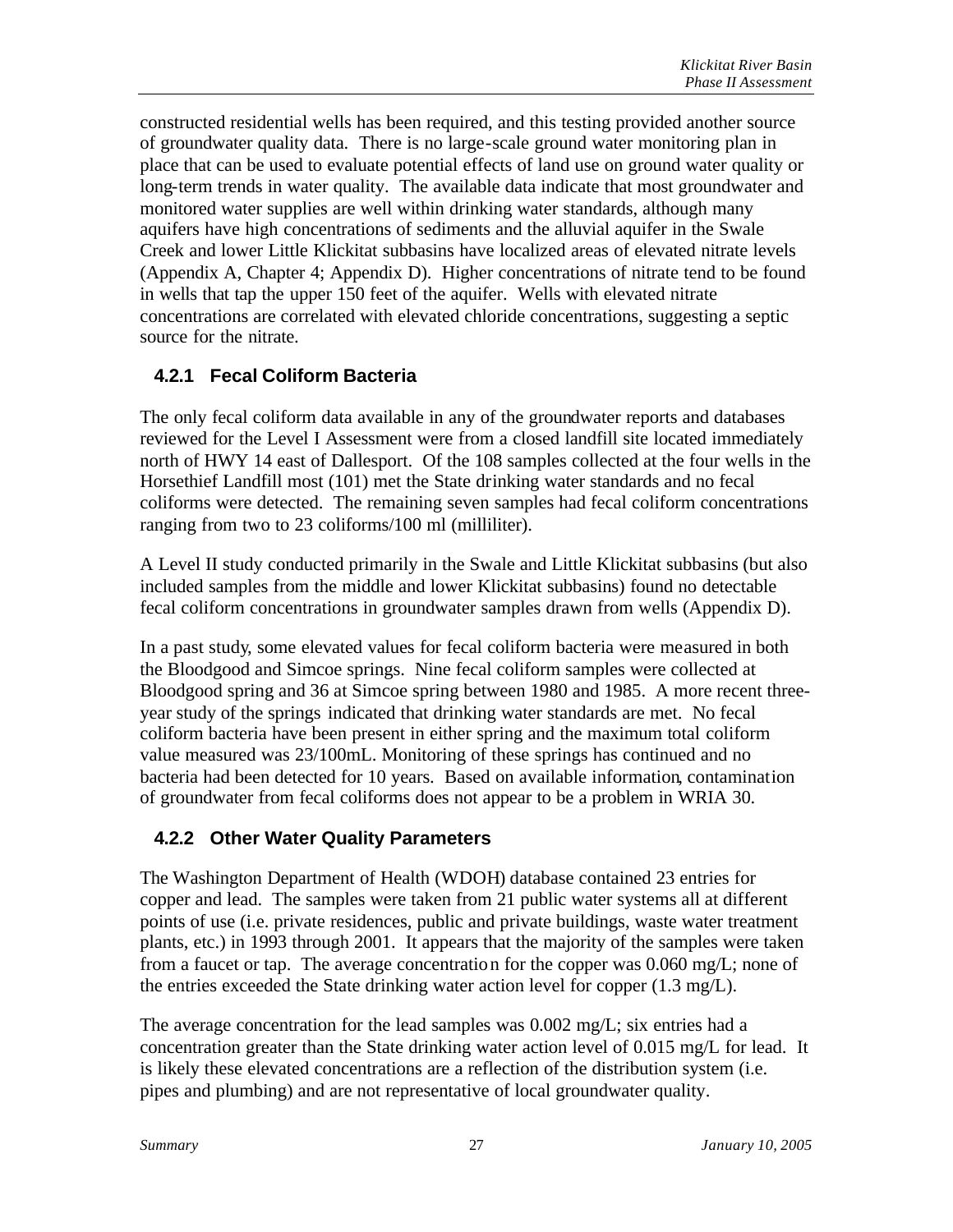constructed residential wells has been required, and this testing provided another source of groundwater quality data. There is no large-scale ground water monitoring plan in place that can be used to evaluate potential effects of land use on ground water quality or long-term trends in water quality. The available data indicate that most groundwater and monitored water supplies are well within drinking water standards, although many aquifers have high concentrations of sediments and the alluvial aquifer in the Swale Creek and lower Little Klickitat subbasins have localized areas of elevated nitrate levels (Appendix A, Chapter 4; Appendix D). Higher concentrations of nitrate tend to be found in wells that tap the upper 150 feet of the aquifer. Wells with elevated nitrate concentrations are correlated with elevated chloride concentrations, suggesting a septic source for the nitrate.

### 4.2.1 Fecal Coliform Bacteria

The only fecal coliform data available in any of the groundwater reports and databases reviewed for the Level I Assessment were from a closed landfill site located immediately north of HWY 14 east of Dallesport. Of the 108 samples collected at the four wells in the Horsethief Landfill most (101) met the State drinking water standards and no fecal coliforms were detected. The remaining seven samples had fecal coliform concentrations ranging from two to 23 coliforms/100 ml (milliliter).

A Level II study conducted primarily in the Swale and Little Klickitat subbasins (but also included samples from the middle and lower Klickitat subbasins) found no detectable fecal coliform concentrations in groundwater samples drawn from wells (Appendix D).

In a past study, some elevated values for fecal coliform bacteria were measured in both the Bloodgood and Simcoe springs. Nine fecal coliform samples were collected at Bloodgood spring and 36 at Simcoe spring between 1980 and 1985. A more recent three-year study of the springs indicated that drinking water standards are met. No fecal coliform bacteria have been present in either spring and the maximum total coliform value measured was 23/100mL. Monitoring of these springs has continued and no bacteria had been detected for 10 years. Based on available information, contamination of groundwater from fecal coliforms does not appear to be a problem in WRIA 30.

### 4.2.2 Other Water Quality Parameters

The Washington Department of Health (WDOH) database contained 23 entries for copper and lead. The samples were taken from 21 public water systems all at different points of use (i.e. private residences, public and private buildings, waste water treatment plants, etc.) in 1993 through 2001. It appears that the majority of the samples were taken from a faucet or tap. The average concentration for the copper was 0.060 mg/L; none of the entries exceeded the State drinking water action level for copper (1.3 mg/L).

The average concentration for the lead samples was 0.002 mg/L; six entries had a concentration greater than the State drinking water action level of 0.015 mg/L for lead. It is likely these elevated concentrations are a reflection of the distribution system (i.e. pipes and plumbing) and are not representative of local groundwater quality.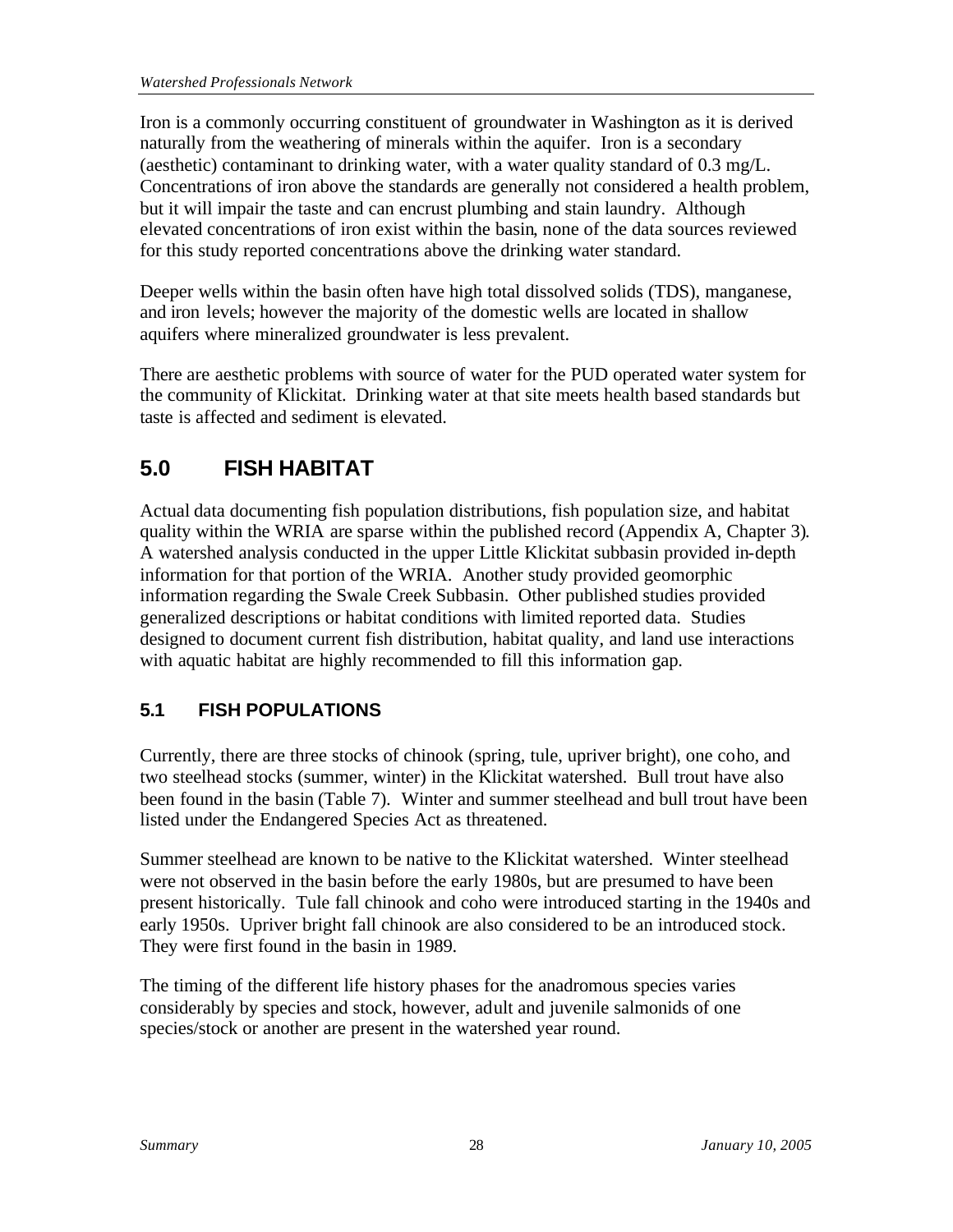Iron is a commonly occurring constituent of groundwater in Washington as it is derived naturally from the weathering of minerals within the aquifer. Iron is a secondary (aesthetic) contaminant to drinking water, with a water quality standard of 0.3 mg/L. Concentrations of iron above the standards are generally not considered a health problem, but it will impair the taste and can encrust plumbing and stain laundry. Although elevated concentrations of iron exist within the basin, none of the data sources reviewed for this study reported concentrations above the drinking water standard.

Deeper wells within the basin often have high total dissolved solids (TDS), manganese, and iron levels; however the majority of the domestic wells are located in shallow aquifers where mineralized groundwater is less prevalent.

There are aesthetic problems with source of water for the PUD operated water system for the community of Klickitat. Drinking water at that site meets health based standards but taste is affected and sediment is elevated.

# 5.0 FISH HABITAT

Actual data documenting fish population distributions, fish population size, and habitat quality within the WRIA are sparse within the published record (Appendix A, Chapter 3). A watershed analysis conducted in the upper Little Klickitat subbasin provided in-depth information for that portion of the WRIA. Another study provided geomorphic information regarding the Swale Creek Subbasin. Other published studies provided generalized descriptions or habitat conditions with limited reported data. Studies designed to document current fish distribution, habitat quality, and land use interactions with aquatic habitat are highly recommended to fill this information gap.

## 5.1 FISH POPULATIONS

Currently, there are three stocks of chinook (spring, tule, upriver bright), one coho, and two steelhead stocks (summer, winter) in the Klickitat watershed. Bull trout have also been found in the basin (Table 7). Winter and summer steelhead and bull trout have been listed under the Endangered Species Act as threatened.

Summer steelhead are known to be native to the Klickitat watershed. Winter steelhead were not observed in the basin before the early 1980s, but are presumed to have been present historically. Tule fall chinook and coho were introduced starting in the 1940s and early 1950s. Upriver bright fall chinook are also considered to be an introduced stock. They were first found in the basin in 1989.

The timing of the different life history phases for the anadromous species varies considerably by species and stock, however, adult and juvenile salmonids of one species/stock or another are present in the watershed year round.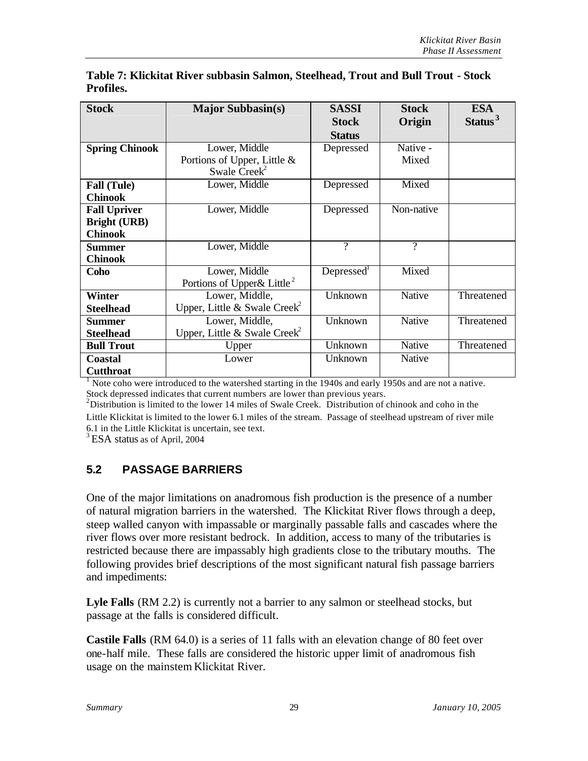**Table 7: Klickitat River subbasin Salmon, Steelhead, Trout and Bull Trout - Stock Profiles.**

| Stock | Major Subbasin(s) | SASSI Stock Status | Stock Origin | ESA Status[3] |
|---|---|---|---|---|
| **Spring Chinook** | Lower, Middle Portions of Upper, Little & Swale Creek[2] | Depressed | Native - Mixed | |
| **Fall (Tule) Chinook** | Lower, Middle | Depressed | Mixed | |
| **Fall Upriver Bright (URB) Chinook** | Lower, Middle | Depressed | Non-native | |
| **Summer Chinook** | Lower, Middle | ? | ? | |
| **Coho** | Lower, Middle Portions of Upper& Little[2] | Depressed[1] | Mixed | |
| **Winter Steelhead** | Lower, Middle, Upper, Little & Swale Creek[2] | Unknown | Native | Threatened |
| **Summer Steelhead** | Lower, Middle, Upper, Little & Swale Creek[2] | Unknown | Native | Threatened |
| **Bull Trout** | Upper | Unknown | Native | Threatened |
| **Coastal Cutthroat** | Lower | Unknown | Native | |

[1] Note coho were introduced to the watershed starting in the 1940s and early 1950s and are not a native. Stock depressed indicates that current numbers are lower than previous years.
[2] Distribution is limited to the lower 14 miles of Swale Creek. Distribution of chinook and coho in the Little Klickitat is limited to the lower 6.1 miles of the stream. Passage of steelhead upstream of river mile 6.1 in the Little Klickitat is uncertain, see text.
[3] ESA status as of April, 2004

## 5.2 PASSAGE BARRIERS

One of the major limitations on anadromous fish production is the presence of a number of natural migration barriers in the watershed. The Klickitat River flows through a deep, steep walled canyon with impassable or marginally passable falls and cascades where the river flows over more resistant bedrock. In addition, access to many of the tributaries is restricted because there are impassably high gradients close to the tributary mouths. The following provides brief descriptions of the most significant natural fish passage barriers and impediments:

**Lyle Falls** (RM 2.2) is currently not a barrier to any salmon or steelhead stocks, but passage at the falls is considered difficult.

**Castile Falls** (RM 64.0) is a series of 11 falls with an elevation change of 80 feet over one-half mile. These falls are considered the historic upper limit of anadromous fish usage on the mainstem Klickitat River.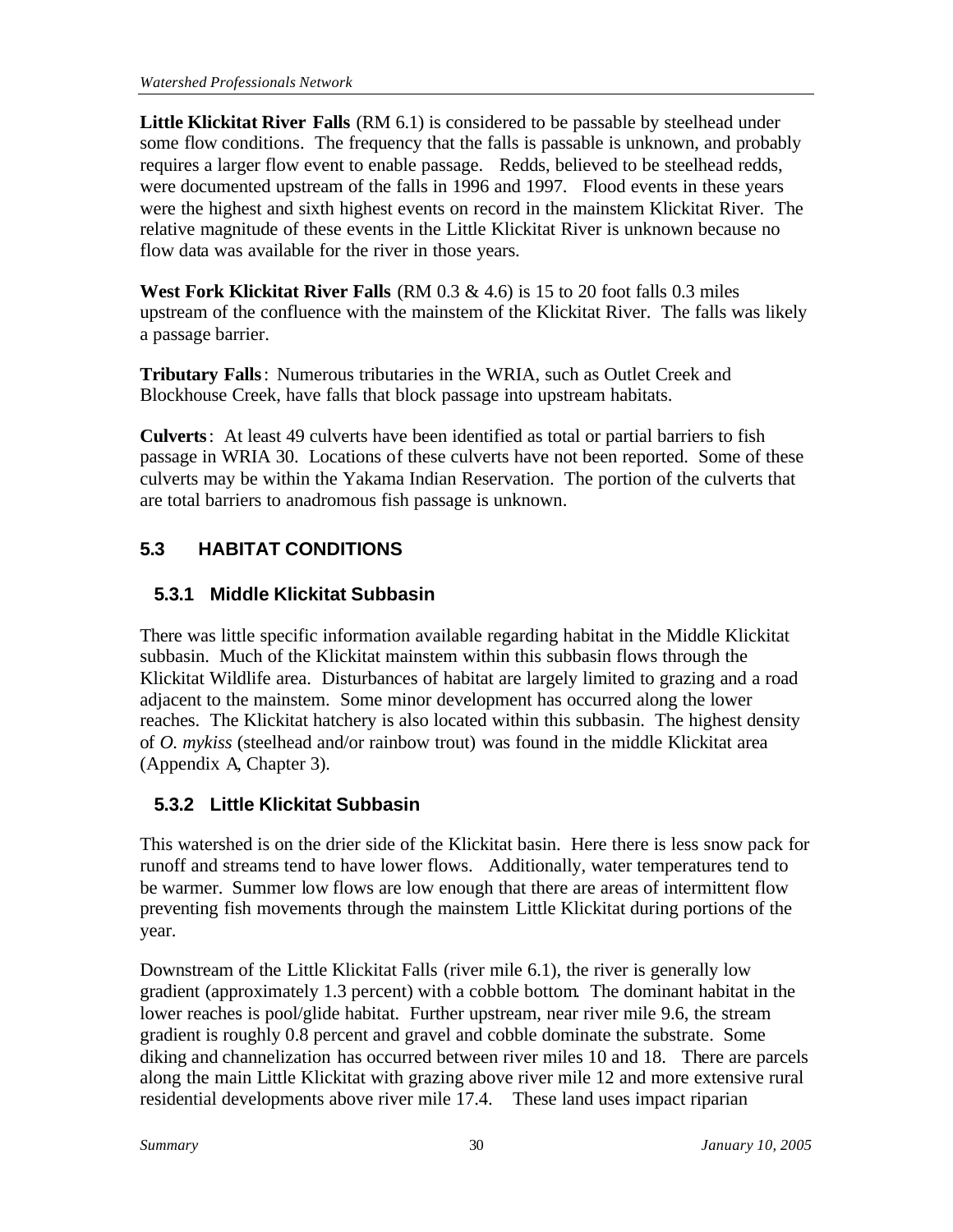**Little Klickitat River Falls** (RM 6.1) is considered to be passable by steelhead under some flow conditions. The frequency that the falls is passable is unknown, and probably requires a larger flow event to enable passage. Redds, believed to be steelhead redds, were documented upstream of the falls in 1996 and 1997. Flood events in these years were the highest and sixth highest events on record in the mainstem Klickitat River. The relative magnitude of these events in the Little Klickitat River is unknown because no flow data was available for the river in those years.

**West Fork Klickitat River Falls** (RM 0.3 & 4.6) is 15 to 20 foot falls 0.3 miles upstream of the confluence with the mainstem of the Klickitat River. The falls was likely a passage barrier.

**Tributary Falls**: Numerous tributaries in the WRIA, such as Outlet Creek and Blockhouse Creek, have falls that block passage into upstream habitats.

**Culverts**: At least 49 culverts have been identified as total or partial barriers to fish passage in WRIA 30. Locations of these culverts have not been reported. Some of these culverts may be within the Yakama Indian Reservation. The portion of the culverts that are total barriers to anadromous fish passage is unknown.

## 5.3 HABITAT CONDITIONS

### 5.3.1 Middle Klickitat Subbasin

There was little specific information available regarding habitat in the Middle Klickitat subbasin. Much of the Klickitat mainstem within this subbasin flows through the Klickitat Wildlife area. Disturbances of habitat are largely limited to grazing and a road adjacent to the mainstem. Some minor development has occurred along the lower reaches. The Klickitat hatchery is also located within this subbasin. The highest density of *O. mykiss* (steelhead and/or rainbow trout) was found in the middle Klickitat area (Appendix A, Chapter 3).

### 5.3.2 Little Klickitat Subbasin

This watershed is on the drier side of the Klickitat basin. Here there is less snow pack for runoff and streams tend to have lower flows. Additionally, water temperatures tend to be warmer. Summer low flows are low enough that there are areas of intermittent flow preventing fish movements through the mainstem Little Klickitat during portions of the year.

Downstream of the Little Klickitat Falls (river mile 6.1), the river is generally low gradient (approximately 1.3 percent) with a cobble bottom. The dominant habitat in the lower reaches is pool/glide habitat. Further upstream, near river mile 9.6, the stream gradient is roughly 0.8 percent and gravel and cobble dominate the substrate. Some diking and channelization has occurred between river miles 10 and 18. There are parcels along the main Little Klickitat with grazing above river mile 12 and more extensive rural residential developments above river mile 17.4. These land uses impact riparian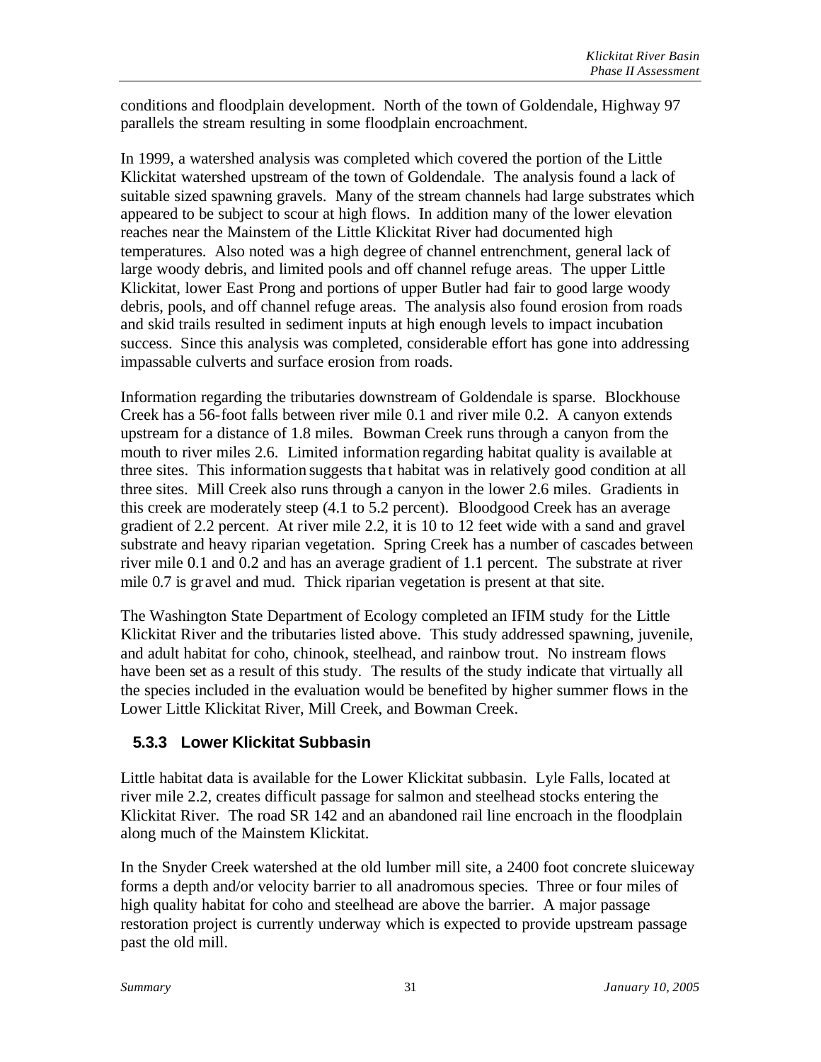conditions and floodplain development. North of the town of Goldendale, Highway 97 parallels the stream resulting in some floodplain encroachment.

In 1999, a watershed analysis was completed which covered the portion of the Little Klickitat watershed upstream of the town of Goldendale. The analysis found a lack of suitable sized spawning gravels. Many of the stream channels had large substrates which appeared to be subject to scour at high flows. In addition many of the lower elevation reaches near the Mainstem of the Little Klickitat River had documented high temperatures. Also noted was a high degree of channel entrenchment, general lack of large woody debris, and limited pools and off channel refuge areas. The upper Little Klickitat, lower East Prong and portions of upper Butler had fair to good large woody debris, pools, and off channel refuge areas. The analysis also found erosion from roads and skid trails resulted in sediment inputs at high enough levels to impact incubation success. Since this analysis was completed, considerable effort has gone into addressing impassable culverts and surface erosion from roads.

Information regarding the tributaries downstream of Goldendale is sparse. Blockhouse Creek has a 56-foot falls between river mile 0.1 and river mile 0.2. A canyon extends upstream for a distance of 1.8 miles. Bowman Creek runs through a canyon from the mouth to river miles 2.6. Limited information regarding habitat quality is available at three sites. This information suggests that habitat was in relatively good condition at all three sites. Mill Creek also runs through a canyon in the lower 2.6 miles. Gradients in this creek are moderately steep (4.1 to 5.2 percent). Bloodgood Creek has an average gradient of 2.2 percent. At river mile 2.2, it is 10 to 12 feet wide with a sand and gravel substrate and heavy riparian vegetation. Spring Creek has a number of cascades between river mile 0.1 and 0.2 and has an average gradient of 1.1 percent. The substrate at river mile 0.7 is gravel and mud. Thick riparian vegetation is present at that site.

The Washington State Department of Ecology completed an IFIM study for the Little Klickitat River and the tributaries listed above. This study addressed spawning, juvenile, and adult habitat for coho, chinook, steelhead, and rainbow trout. No instream flows have been set as a result of this study. The results of the study indicate that virtually all the species included in the evaluation would be benefited by higher summer flows in the Lower Little Klickitat River, Mill Creek, and Bowman Creek.

### 5.3.3 Lower Klickitat Subbasin

Little habitat data is available for the Lower Klickitat subbasin. Lyle Falls, located at river mile 2.2, creates difficult passage for salmon and steelhead stocks entering the Klickitat River. The road SR 142 and an abandoned rail line encroach in the floodplain along much of the Mainstem Klickitat.

In the Snyder Creek watershed at the old lumber mill site, a 2400 foot concrete sluiceway forms a depth and/or velocity barrier to all anadromous species. Three or four miles of high quality habitat for coho and steelhead are above the barrier. A major passage restoration project is currently underway which is expected to provide upstream passage past the old mill.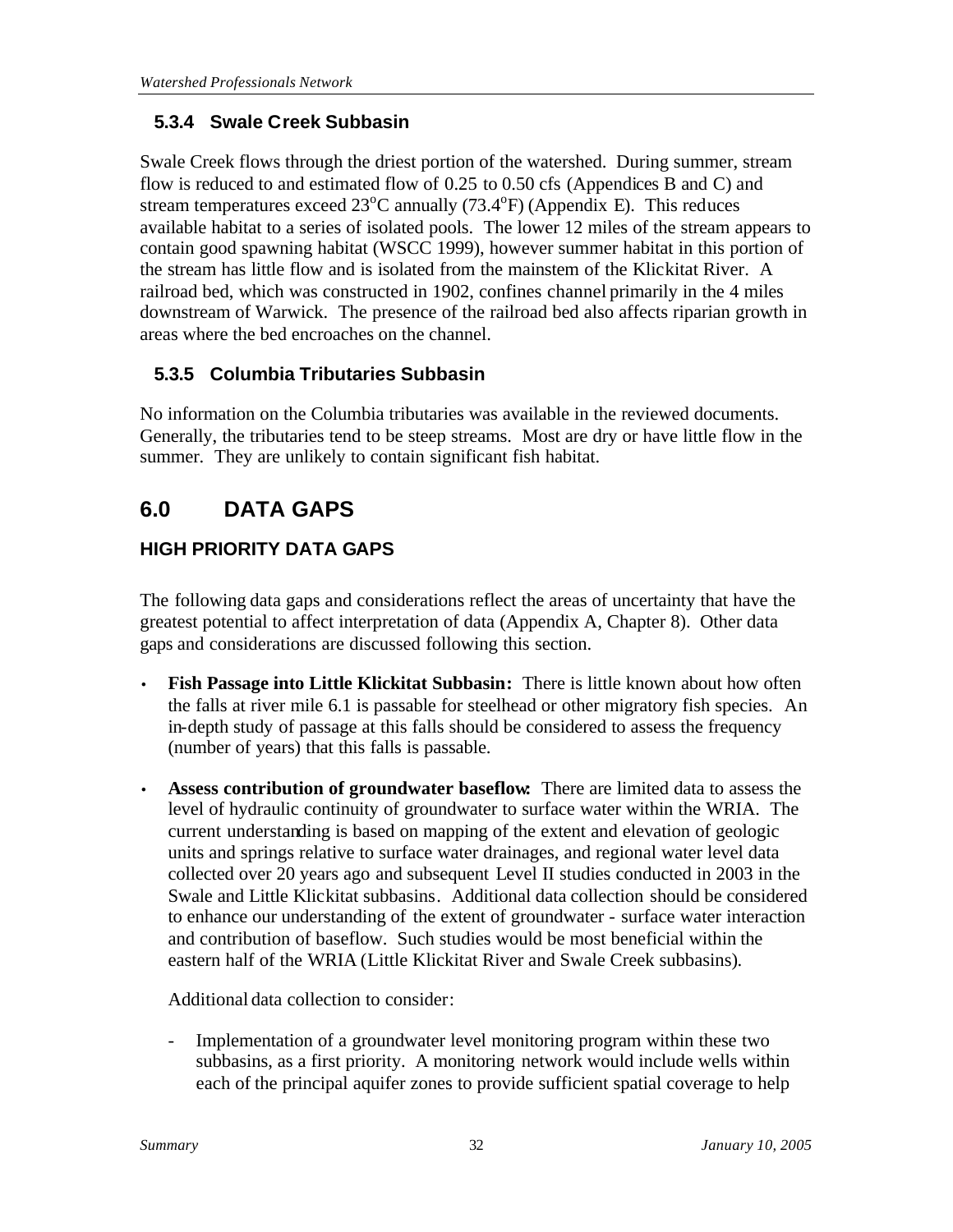### 5.3.4 Swale Creek Subbasin

Swale Creek flows through the driest portion of the watershed. During summer, stream flow is reduced to and estimated flow of 0.25 to 0.50 cfs (Appendices B and C) and stream temperatures exceed 23°C annually (73.4°F) (Appendix E). This reduces available habitat to a series of isolated pools. The lower 12 miles of the stream appears to contain good spawning habitat (WSCC 1999), however summer habitat in this portion of the stream has little flow and is isolated from the mainstem of the Klickitat River. A railroad bed, which was constructed in 1902, confines channel primarily in the 4 miles downstream of Warwick. The presence of the railroad bed also affects riparian growth in areas where the bed encroaches on the channel.

### 5.3.5 Columbia Tributaries Subbasin

No information on the Columbia tributaries was available in the reviewed documents. Generally, the tributaries tend to be steep streams. Most are dry or have little flow in the summer. They are unlikely to contain significant fish habitat.

## 6.0 DATA GAPS

### HIGH PRIORITY DATA GAPS

The following data gaps and considerations reflect the areas of uncertainty that have the greatest potential to affect interpretation of data (Appendix A, Chapter 8). Other data gaps and considerations are discussed following this section.

- **Fish Passage into Little Klickitat Subbasin:** There is little known about how often the falls at river mile 6.1 is passable for steelhead or other migratory fish species. An in-depth study of passage at this falls should be considered to assess the frequency (number of years) that this falls is passable.
- **Assess contribution of groundwater baseflow:** There are limited data to assess the level of hydraulic continuity of groundwater to surface water within the WRIA. The current understanding is based on mapping of the extent and elevation of geologic units and springs relative to surface water drainages, and regional water level data collected over 20 years ago and subsequent Level II studies conducted in 2003 in the Swale and Little Klickitat subbasins. Additional data collection should be considered to enhance our understanding of the extent of groundwater - surface water interaction and contribution of baseflow. Such studies would be most beneficial within the eastern half of the WRIA (Little Klickitat River and Swale Creek subbasins).

  Additional data collection to consider:

  - Implementation of a groundwater level monitoring program within these two subbasins, as a first priority. A monitoring network would include wells within each of the principal aquifer zones to provide sufficient spatial coverage to help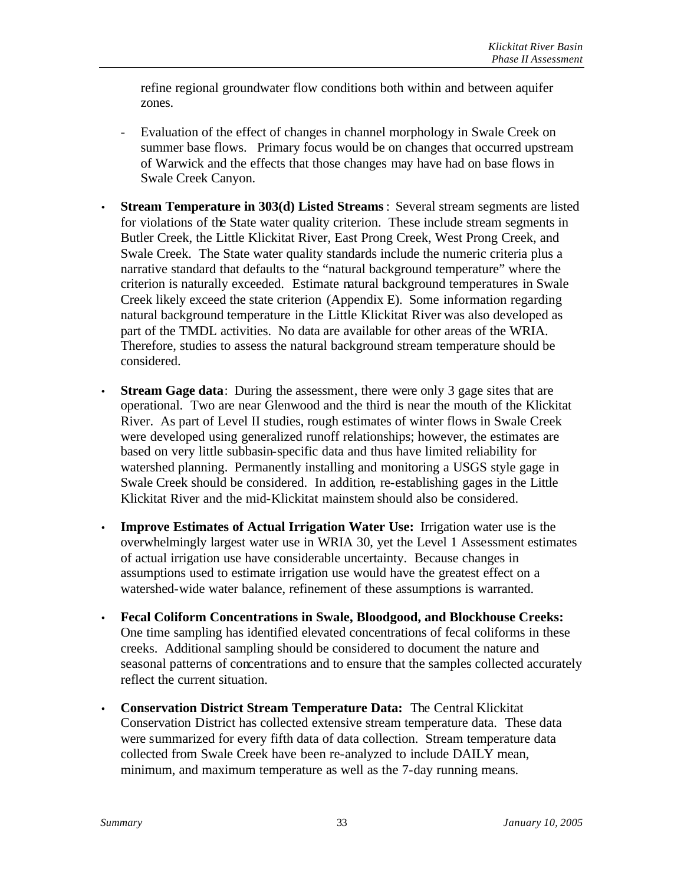refine regional groundwater flow conditions both within and between aquifer zones.

- Evaluation of the effect of changes in channel morphology in Swale Creek on summer base flows. Primary focus would be on changes that occurred upstream of Warwick and the effects that those changes may have had on base flows in Swale Creek Canyon.

- **Stream Temperature in 303(d) Listed Streams**: Several stream segments are listed for violations of the State water quality criterion. These include stream segments in Butler Creek, the Little Klickitat River, East Prong Creek, West Prong Creek, and Swale Creek. The State water quality standards include the numeric criteria plus a narrative standard that defaults to the "natural background temperature" where the criterion is naturally exceeded. Estimate natural background temperatures in Swale Creek likely exceed the state criterion (Appendix E). Some information regarding natural background temperature in the Little Klickitat River was also developed as part of the TMDL activities. No data are available for other areas of the WRIA. Therefore, studies to assess the natural background stream temperature should be considered.

- **Stream Gage data**: During the assessment, there were only 3 gage sites that are operational. Two are near Glenwood and the third is near the mouth of the Klickitat River. As part of Level II studies, rough estimates of winter flows in Swale Creek were developed using generalized runoff relationships; however, the estimates are based on very little subbasin-specific data and thus have limited reliability for watershed planning. Permanently installing and monitoring a USGS style gage in Swale Creek should be considered. In addition, re-establishing gages in the Little Klickitat River and the mid-Klickitat mainstem should also be considered.

- **Improve Estimates of Actual Irrigation Water Use:** Irrigation water use is the overwhelmingly largest water use in WRIA 30, yet the Level 1 Assessment estimates of actual irrigation use have considerable uncertainty. Because changes in assumptions used to estimate irrigation use would have the greatest effect on a watershed-wide water balance, refinement of these assumptions is warranted.

- **Fecal Coliform Concentrations in Swale, Bloodgood, and Blockhouse Creeks:** One time sampling has identified elevated concentrations of fecal coliforms in these creeks. Additional sampling should be considered to document the nature and seasonal patterns of concentrations and to ensure that the samples collected accurately reflect the current situation.

- **Conservation District Stream Temperature Data:** The Central Klickitat Conservation District has collected extensive stream temperature data. These data were summarized for every fifth data of data collection. Stream temperature data collected from Swale Creek have been re-analyzed to include DAILY mean, minimum, and maximum temperature as well as the 7-day running means.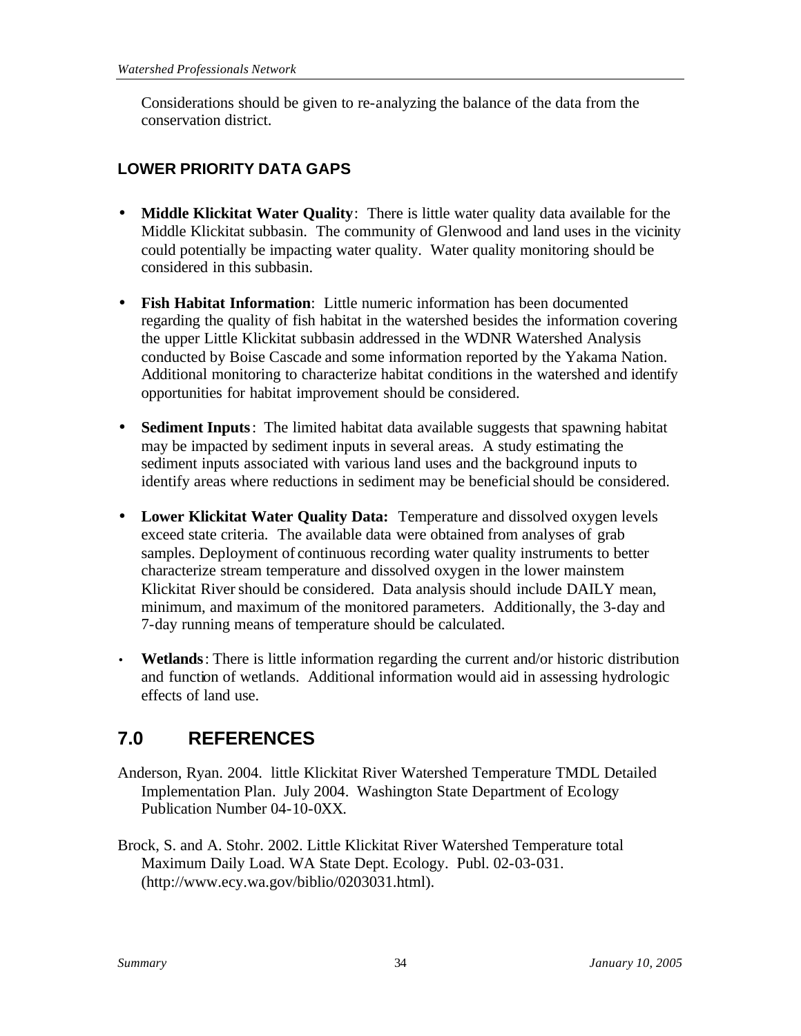Considerations should be given to re-analyzing the balance of the data from the conservation district.

### LOWER PRIORITY DATA GAPS

- **Middle Klickitat Water Quality**: There is little water quality data available for the Middle Klickitat subbasin. The community of Glenwood and land uses in the vicinity could potentially be impacting water quality. Water quality monitoring should be considered in this subbasin.

- **Fish Habitat Information**: Little numeric information has been documented regarding the quality of fish habitat in the watershed besides the information covering the upper Little Klickitat subbasin addressed in the WDNR Watershed Analysis conducted by Boise Cascade and some information reported by the Yakama Nation. Additional monitoring to characterize habitat conditions in the watershed and identify opportunities for habitat improvement should be considered.

- **Sediment Inputs**: The limited habitat data available suggests that spawning habitat may be impacted by sediment inputs in several areas. A study estimating the sediment inputs associated with various land uses and the background inputs to identify areas where reductions in sediment may be beneficial should be considered.

- **Lower Klickitat Water Quality Data:** Temperature and dissolved oxygen levels exceed state criteria. The available data were obtained from analyses of grab samples. Deployment of continuous recording water quality instruments to better characterize stream temperature and dissolved oxygen in the lower mainstem Klickitat River should be considered. Data analysis should include DAILY mean, minimum, and maximum of the monitored parameters. Additionally, the 3-day and 7-day running means of temperature should be calculated.

- **Wetlands**: There is little information regarding the current and/or historic distribution and function of wetlands. Additional information would aid in assessing hydrologic effects of land use.

## 7.0 REFERENCES

Anderson, Ryan. 2004. little Klickitat River Watershed Temperature TMDL Detailed Implementation Plan. July 2004. Washington State Department of Ecology Publication Number 04-10-0XX.

Brock, S. and A. Stohr. 2002. Little Klickitat River Watershed Temperature total Maximum Daily Load. WA State Dept. Ecology. Publ. 02-03-031. (http://www.ecy.wa.gov/biblio/0203031.html).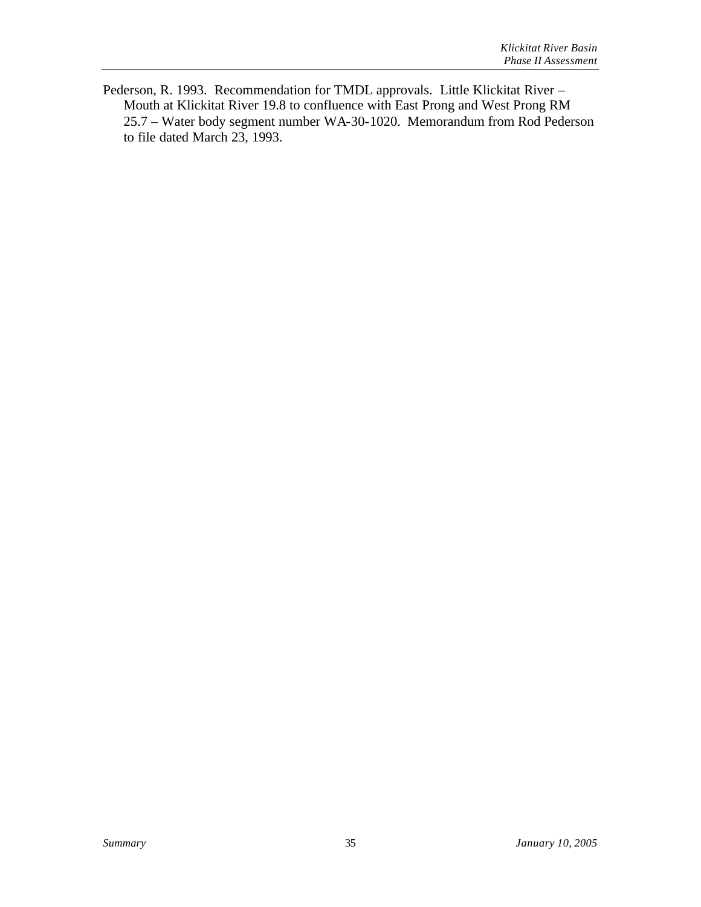Pederson, R. 1993. Recommendation for TMDL approvals. Little Klickitat River – Mouth at Klickitat River 19.8 to confluence with East Prong and West Prong RM 25.7 – Water body segment number WA-30-1020. Memorandum from Rod Pederson to file dated March 23, 1993.